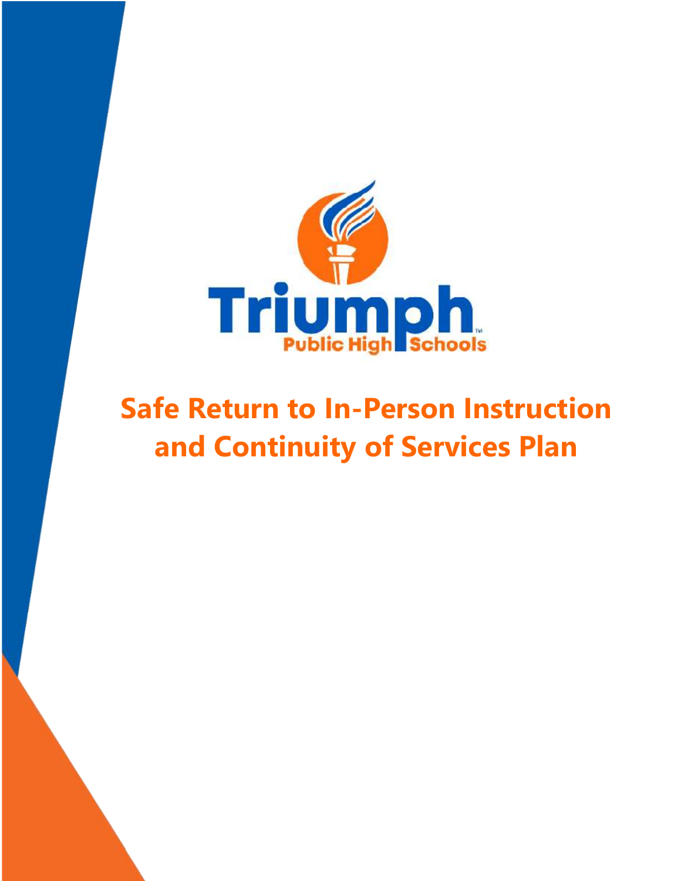Triumph

Public High Schools

# Safe Return to In-Person Instruction and Continuity of Services Plan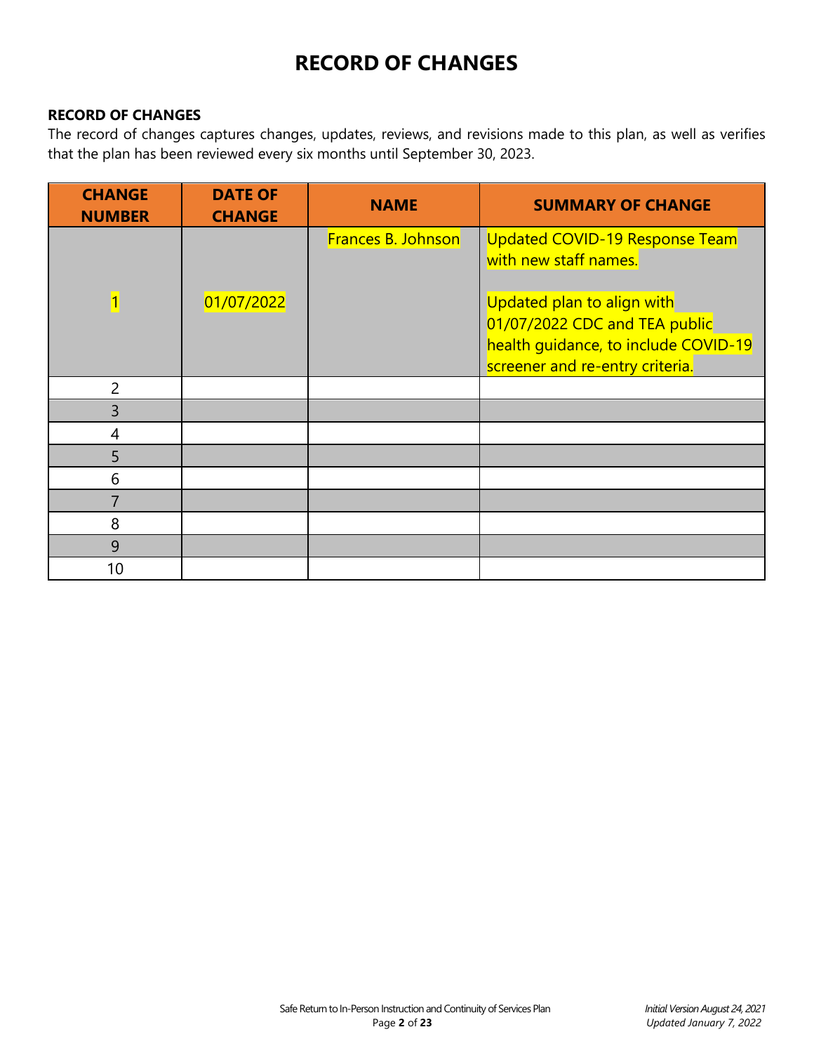# RECORD OF CHANGES

**RECORD OF CHANGES**

The record of changes captures changes, updates, reviews, and revisions made to this plan, as well as verifies that the plan has been reviewed every six months until September 30, 2023.

| CHANGE NUMBER | DATE OF CHANGE | NAME | SUMMARY OF CHANGE |
|---|---|---|---|
| 1 | 01/07/2022 | Frances B. Johnson | Updated COVID-19 Response Team with new staff names.<br><br>Updated plan to align with 01/07/2022 CDC and TEA public health guidance, to include COVID-19 screener and re-entry criteria. |
| 2 | | | |
| 3 | | | |
| 4 | | | |
| 5 | | | |
| 6 | | | |
| 7 | | | |
| 8 | | | |
| 9 | | | |
| 10 | | | |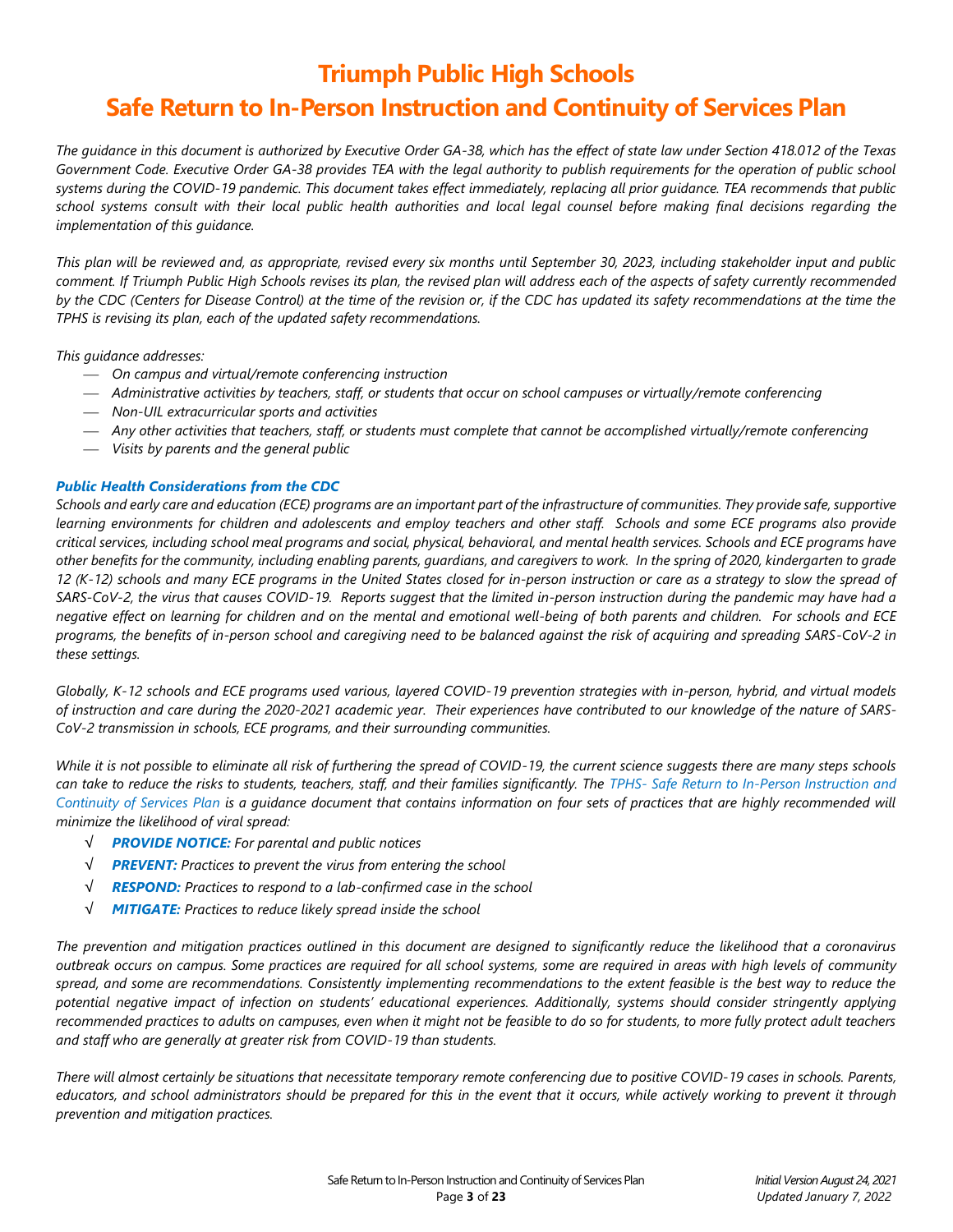# Triumph Public High Schools

# Safe Return to In-Person Instruction and Continuity of Services Plan

*The guidance in this document is authorized by Executive Order GA-38, which has the effect of state law under Section 418.012 of the Texas Government Code. Executive Order GA-38 provides TEA with the legal authority to publish requirements for the operation of public school systems during the COVID-19 pandemic. This document takes effect immediately, replacing all prior guidance. TEA recommends that public school systems consult with their local public health authorities and local legal counsel before making final decisions regarding the implementation of this guidance.*

*This plan will be reviewed and, as appropriate, revised every six months until September 30, 2023, including stakeholder input and public comment. If Triumph Public High Schools revises its plan, the revised plan will address each of the aspects of safety currently recommended by the CDC (Centers for Disease Control) at the time of the revision or, if the CDC has updated its safety recommendations at the time the TPHS is revising its plan, each of the updated safety recommendations.*

*This guidance addresses:*

- *On campus and virtual/remote conferencing instruction*
- *Administrative activities by teachers, staff, or students that occur on school campuses or virtually/remote conferencing*
- *Non-UIL extracurricular sports and activities*
- *Any other activities that teachers, staff, or students must complete that cannot be accomplished virtually/remote conferencing*
- *Visits by parents and the general public*

### *Public Health Considerations from the CDC*

*Schools and early care and education (ECE) programs are an important part of the infrastructure of communities. They provide safe, supportive learning environments for children and adolescents and employ teachers and other staff. Schools and some ECE programs also provide critical services, including school meal programs and social, physical, behavioral, and mental health services. Schools and ECE programs have other benefits for the community, including enabling parents, guardians, and caregivers to work. In the spring of 2020, kindergarten to grade 12 (K-12) schools and many ECE programs in the United States closed for in-person instruction or care as a strategy to slow the spread of SARS-CoV-2, the virus that causes COVID-19. Reports suggest that the limited in-person instruction during the pandemic may have had a negative effect on learning for children and on the mental and emotional well-being of both parents and children. For schools and ECE programs, the benefits of in-person school and caregiving need to be balanced against the risk of acquiring and spreading SARS-CoV-2 in these settings.*

*Globally, K-12 schools and ECE programs used various, layered COVID-19 prevention strategies with in-person, hybrid, and virtual models of instruction and care during the 2020-2021 academic year. Their experiences have contributed to our knowledge of the nature of SARS-CoV-2 transmission in schools, ECE programs, and their surrounding communities.*

*While it is not possible to eliminate all risk of furthering the spread of COVID-19, the current science suggests there are many steps schools can take to reduce the risks to students, teachers, staff, and their families significantly. The TPHS- Safe Return to In-Person Instruction and Continuity of Services Plan is a guidance document that contains information on four sets of practices that are highly recommended will minimize the likelihood of viral spread:*

- √ ***PROVIDE NOTICE:*** *For parental and public notices*
- √ ***PREVENT:*** *Practices to prevent the virus from entering the school*
- √ ***RESPOND:*** *Practices to respond to a lab-confirmed case in the school*
- √ ***MITIGATE:*** *Practices to reduce likely spread inside the school*

*The prevention and mitigation practices outlined in this document are designed to significantly reduce the likelihood that a coronavirus outbreak occurs on campus. Some practices are required for all school systems, some are required in areas with high levels of community spread, and some are recommendations. Consistently implementing recommendations to the extent feasible is the best way to reduce the potential negative impact of infection on students' educational experiences. Additionally, systems should consider stringently applying recommended practices to adults on campuses, even when it might not be feasible to do so for students, to more fully protect adult teachers and staff who are generally at greater risk from COVID-19 than students.*

*There will almost certainly be situations that necessitate temporary remote conferencing due to positive COVID-19 cases in schools. Parents, educators, and school administrators should be prepared for this in the event that it occurs, while actively working to prevent it through prevention and mitigation practices.*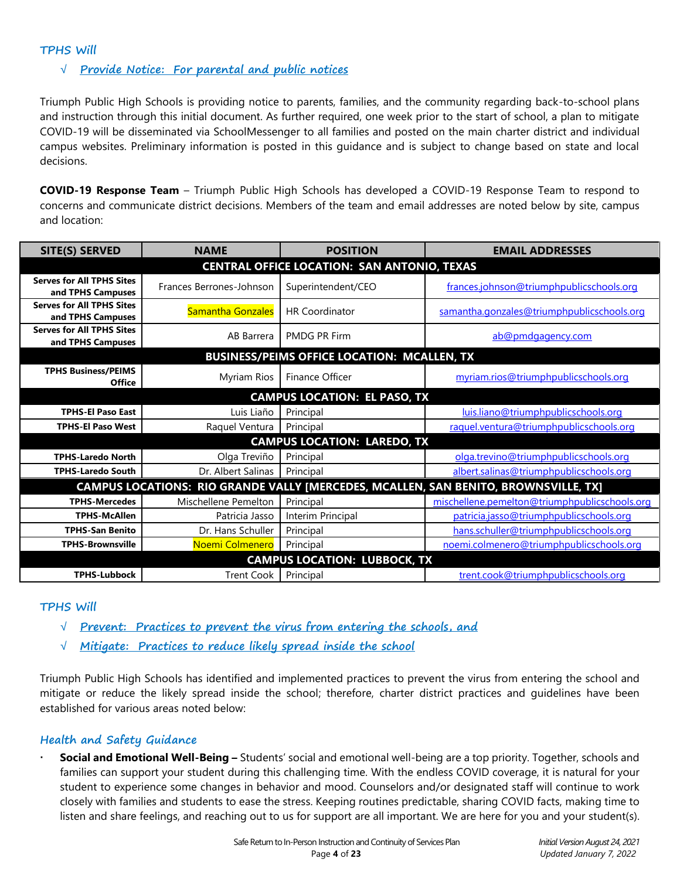### TPHS Will

- √ **Provide Notice: For parental and public notices**

Triumph Public High Schools is providing notice to parents, families, and the community regarding back-to-school plans and instruction through this initial document. As further required, one week prior to the start of school, a plan to mitigate COVID-19 will be disseminated via SchoolMessenger to all families and posted on the main charter district and individual campus websites. Preliminary information is posted in this guidance and is subject to change based on state and local decisions.

**COVID-19 Response Team** – Triumph Public High Schools has developed a COVID-19 Response Team to respond to concerns and communicate district decisions. Members of the team and email addresses are noted below by site, campus and location:

| SITE(S) SERVED | NAME | POSITION | EMAIL ADDRESSES |
|---|---|---|---|
| **CENTRAL OFFICE LOCATION: SAN ANTONIO, TEXAS** | | | |
| **Serves for All TPHS Sites and TPHS Campuses** | Frances Berrones-Johnson | Superintendent/CEO | frances.johnson@triumphpublicschools.org |
| **Serves for All TPHS Sites and TPHS Campuses** | Samantha Gonzales | HR Coordinator | samantha.gonzales@triumphpublicschools.org |
| **Serves for All TPHS Sites and TPHS Campuses** | AB Barrera | PMDG PR Firm | ab@pmdgagency.com |
| **BUSINESS/PEIMS OFFICE LOCATION: MCALLEN, TX** | | | |
| **TPHS Business/PEIMS Office** | Myriam Rios | Finance Officer | myriam.rios@triumphpublicschools.org |
| **CAMPUS LOCATION: EL PASO, TX** | | | |
| **TPHS-El Paso East** | Luis Liaño | Principal | luis.liano@triumphpublicschools.org |
| **TPHS-El Paso West** | Raquel Ventura | Principal | raquel.ventura@triumphpublicschools.org |
| **CAMPUS LOCATION: LAREDO, TX** | | | |
| **TPHS-Laredo North** | Olga Treviño | Principal | olga.trevino@triumphpublicschools.org |
| **TPHS-Laredo South** | Dr. Albert Salinas | Principal | albert.salinas@triumphpublicschools.org |
| **CAMPUS LOCATIONS: RIO GRANDE VALLY [MERCEDES, MCALLEN, SAN BENITO, BROWNSVILLE, TX]** | | | |
| **TPHS-Mercedes** | Mischellene Pemelton | Principal | mischellene.pemelton@triumphpublicschools.org |
| **TPHS-McAllen** | Patricia Jasso | Interim Principal | patricia.jasso@triumphpublicschools.org |
| **TPHS-San Benito** | Dr. Hans Schuller | Principal | hans.schuller@triumphpublicschools.org |
| **TPHS-Brownsville** | Noemi Colmenero | Principal | noemi.colmenero@triumphpublicschools.org |
| **CAMPUS LOCATION: LUBBOCK, TX** | | | |
| **TPHS-Lubbock** | Trent Cook | Principal | trent.cook@triumphpublicschools.org |

### TPHS Will

- √ **Prevent: Practices to prevent the virus from entering the schools, and**
- √ **Mitigate: Practices to reduce likely spread inside the school**

Triumph Public High Schools has identified and implemented practices to prevent the virus from entering the school and mitigate or reduce the likely spread inside the school; therefore, charter district practices and guidelines have been established for various areas noted below:

### Health and Safety Guidance

- **Social and Emotional Well-Being –** Students' social and emotional well-being are a top priority. Together, schools and families can support your student during this challenging time. With the endless COVID coverage, it is natural for your student to experience some changes in behavior and mood. Counselors and/or designated staff will continue to work closely with families and students to ease the stress. Keeping routines predictable, sharing COVID facts, making time to listen and share feelings, and reaching out to us for support are all important. We are here for you and your student(s).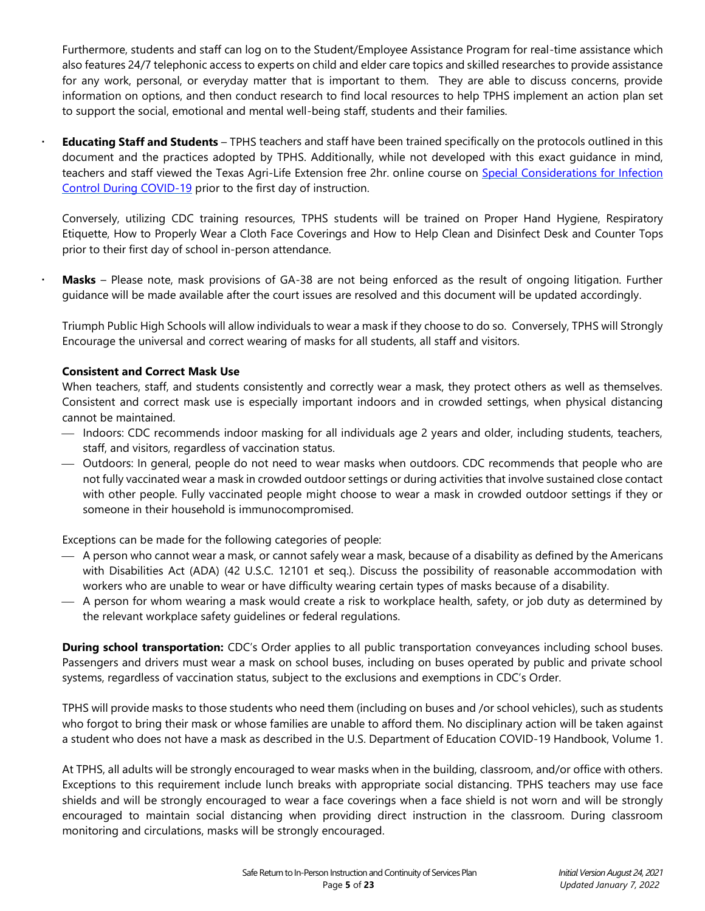Furthermore, students and staff can log on to the Student/Employee Assistance Program for real-time assistance which also features 24/7 telephonic access to experts on child and elder care topics and skilled researches to provide assistance for any work, personal, or everyday matter that is important to them. They are able to discuss concerns, provide information on options, and then conduct research to find local resources to help TPHS implement an action plan set to support the social, emotional and mental well-being staff, students and their families.

- **Educating Staff and Students** – TPHS teachers and staff have been trained specifically on the protocols outlined in this document and the practices adopted by TPHS. Additionally, while not developed with this exact guidance in mind, teachers and staff viewed the Texas Agri-Life Extension free 2hr. online course on [Special Considerations for Infection Control During COVID-19]() prior to the first day of instruction.

  Conversely, utilizing CDC training resources, TPHS students will be trained on Proper Hand Hygiene, Respiratory Etiquette, How to Properly Wear a Cloth Face Coverings and How to Help Clean and Disinfect Desk and Counter Tops prior to their first day of school in-person attendance.

- **Masks** – Please note, mask provisions of GA-38 are not being enforced as the result of ongoing litigation. Further guidance will be made available after the court issues are resolved and this document will be updated accordingly.

  Triumph Public High Schools will allow individuals to wear a mask if they choose to do so. Conversely, TPHS will Strongly Encourage the universal and correct wearing of masks for all students, all staff and visitors.

  **Consistent and Correct Mask Use**
  When teachers, staff, and students consistently and correctly wear a mask, they protect others as well as themselves. Consistent and correct mask use is especially important indoors and in crowded settings, when physical distancing cannot be maintained.
  - Indoors: CDC recommends indoor masking for all individuals age 2 years and older, including students, teachers, staff, and visitors, regardless of vaccination status.
  - Outdoors: In general, people do not need to wear masks when outdoors. CDC recommends that people who are not fully vaccinated wear a mask in crowded outdoor settings or during activities that involve sustained close contact with other people. Fully vaccinated people might choose to wear a mask in crowded outdoor settings if they or someone in their household is immunocompromised.

  Exceptions can be made for the following categories of people:
  - A person who cannot wear a mask, or cannot safely wear a mask, because of a disability as defined by the Americans with Disabilities Act (ADA) (42 U.S.C. 12101 et seq.). Discuss the possibility of reasonable accommodation with workers who are unable to wear or have difficulty wearing certain types of masks because of a disability.
  - A person for whom wearing a mask would create a risk to workplace health, safety, or job duty as determined by the relevant workplace safety guidelines or federal regulations.

**During school transportation:** CDC's Order applies to all public transportation conveyances including school buses. Passengers and drivers must wear a mask on school buses, including on buses operated by public and private school systems, regardless of vaccination status, subject to the exclusions and exemptions in CDC's Order.

TPHS will provide masks to those students who need them (including on buses and /or school vehicles), such as students who forgot to bring their mask or whose families are unable to afford them. No disciplinary action will be taken against a student who does not have a mask as described in the U.S. Department of Education COVID-19 Handbook, Volume 1.

At TPHS, all adults will be strongly encouraged to wear masks when in the building, classroom, and/or office with others. Exceptions to this requirement include lunch breaks with appropriate social distancing. TPHS teachers may use face shields and will be strongly encouraged to wear a face coverings when a face shield is not worn and will be strongly encouraged to maintain social distancing when providing direct instruction in the classroom. During classroom monitoring and circulations, masks will be strongly encouraged.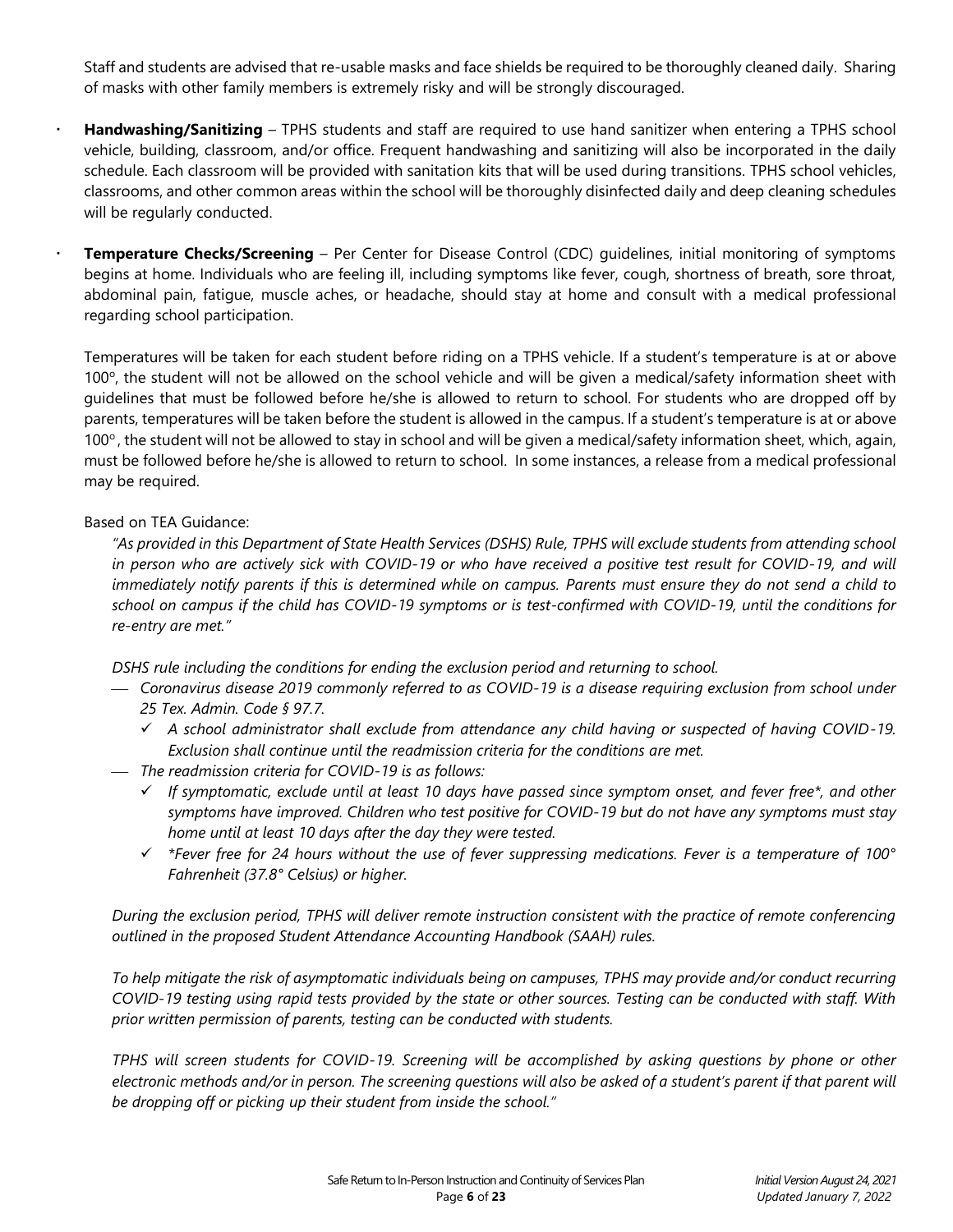Staff and students are advised that re-usable masks and face shields be required to be thoroughly cleaned daily. Sharing of masks with other family members is extremely risky and will be strongly discouraged.

- **Handwashing/Sanitizing** – TPHS students and staff are required to use hand sanitizer when entering a TPHS school vehicle, building, classroom, and/or office. Frequent handwashing and sanitizing will also be incorporated in the daily schedule. Each classroom will be provided with sanitation kits that will be used during transitions. TPHS school vehicles, classrooms, and other common areas within the school will be thoroughly disinfected daily and deep cleaning schedules will be regularly conducted.

- **Temperature Checks/Screening** – Per Center for Disease Control (CDC) guidelines, initial monitoring of symptoms begins at home. Individuals who are feeling ill, including symptoms like fever, cough, shortness of breath, sore throat, abdominal pain, fatigue, muscle aches, or headache, should stay at home and consult with a medical professional regarding school participation.

  Temperatures will be taken for each student before riding on a TPHS vehicle. If a student's temperature is at or above 100°, the student will not be allowed on the school vehicle and will be given a medical/safety information sheet with guidelines that must be followed before he/she is allowed to return to school. For students who are dropped off by parents, temperatures will be taken before the student is allowed in the campus. If a student's temperature is at or above 100°, the student will not be allowed to stay in school and will be given a medical/safety information sheet, which, again, must be followed before he/she is allowed to return to school. In some instances, a release from a medical professional may be required.

  Based on TEA Guidance:

  *"As provided in this Department of State Health Services (DSHS) Rule, TPHS will exclude students from attending school in person who are actively sick with COVID-19 or who have received a positive test result for COVID-19, and will immediately notify parents if this is determined while on campus. Parents must ensure they do not send a child to school on campus if the child has COVID-19 symptoms or is test-confirmed with COVID-19, until the conditions for re-entry are met."*

  *DSHS rule including the conditions for ending the exclusion period and returning to school.*

  - *Coronavirus disease 2019 commonly referred to as COVID-19 is a disease requiring exclusion from school under 25 Tex. Admin. Code § 97.7.*
    - ✓ *A school administrator shall exclude from attendance any child having or suspected of having COVID-19. Exclusion shall continue until the readmission criteria for the conditions are met.*
  - *The readmission criteria for COVID-19 is as follows:*
    - ✓ *If symptomatic, exclude until at least 10 days have passed since symptom onset, and fever free*, and other symptoms have improved. Children who test positive for COVID-19 but do not have any symptoms must stay home until at least 10 days after the day they were tested.*
    - ✓ **Fever free for 24 hours without the use of fever suppressing medications. Fever is a temperature of 100° Fahrenheit (37.8° Celsius) or higher.*

  *During the exclusion period, TPHS will deliver remote instruction consistent with the practice of remote conferencing outlined in the proposed Student Attendance Accounting Handbook (SAAH) rules.*

  *To help mitigate the risk of asymptomatic individuals being on campuses, TPHS may provide and/or conduct recurring COVID-19 testing using rapid tests provided by the state or other sources. Testing can be conducted with staff. With prior written permission of parents, testing can be conducted with students.*

  *TPHS will screen students for COVID-19. Screening will be accomplished by asking questions by phone or other electronic methods and/or in person. The screening questions will also be asked of a student's parent if that parent will be dropping off or picking up their student from inside the school."*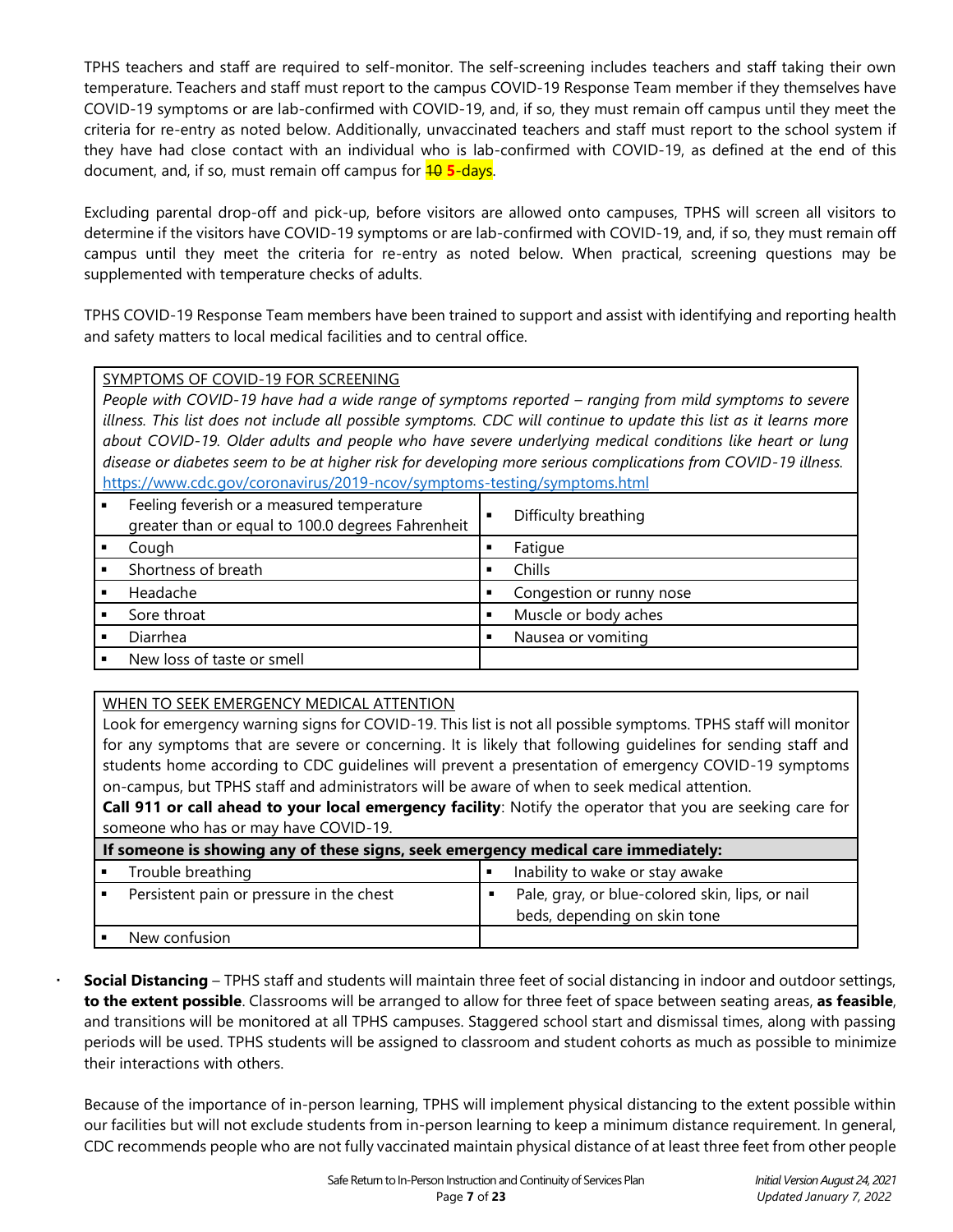TPHS teachers and staff are required to self-monitor. The self-screening includes teachers and staff taking their own temperature. Teachers and staff must report to the campus COVID-19 Response Team member if they themselves have COVID-19 symptoms or are lab-confirmed with COVID-19, and, if so, they must remain off campus until they meet the criteria for re-entry as noted below. Additionally, unvaccinated teachers and staff must report to the school system if they have had close contact with an individual who is lab-confirmed with COVID-19, as defined at the end of this document, and, if so, must remain off campus for ~~10~~ **5**-days.

Excluding parental drop-off and pick-up, before visitors are allowed onto campuses, TPHS will screen all visitors to determine if the visitors have COVID-19 symptoms or are lab-confirmed with COVID-19, and, if so, they must remain off campus until they meet the criteria for re-entry as noted below. When practical, screening questions may be supplemented with temperature checks of adults.

TPHS COVID-19 Response Team members have been trained to support and assist with identifying and reporting health and safety matters to local medical facilities and to central office.

SYMPTOMS OF COVID-19 FOR SCREENING

*People with COVID-19 have had a wide range of symptoms reported – ranging from mild symptoms to severe illness. This list does not include all possible symptoms. CDC will continue to update this list as it learns more about COVID-19. Older adults and people who have severe underlying medical conditions like heart or lung disease or diabetes seem to be at higher risk for developing more serious complications from COVID-19 illness.*
https://www.cdc.gov/coronavirus/2019-ncov/symptoms-testing/symptoms.html

| | |
|---|---|
| ▪ Feeling feverish or a measured temperature greater than or equal to 100.0 degrees Fahrenheit | ▪ Difficulty breathing |
| ▪ Cough | ▪ Fatigue |
| ▪ Shortness of breath | ▪ Chills |
| ▪ Headache | ▪ Congestion or runny nose |
| ▪ Sore throat | ▪ Muscle or body aches |
| ▪ Diarrhea | ▪ Nausea or vomiting |
| ▪ New loss of taste or smell | |

WHEN TO SEEK EMERGENCY MEDICAL ATTENTION

Look for emergency warning signs for COVID-19. This list is not all possible symptoms. TPHS staff will monitor for any symptoms that are severe or concerning. It is likely that following guidelines for sending staff and students home according to CDC guidelines will prevent a presentation of emergency COVID-19 symptoms on-campus, but TPHS staff and administrators will be aware of when to seek medical attention.

**Call 911 or call ahead to your local emergency facility**: Notify the operator that you are seeking care for someone who has or may have COVID-19.

| **If someone is showing any of these signs, seek emergency medical care immediately:** | |
|---|---|
| ▪ Trouble breathing | ▪ Inability to wake or stay awake |
| ▪ Persistent pain or pressure in the chest | ▪ Pale, gray, or blue-colored skin, lips, or nail beds, depending on skin tone |
| ▪ New confusion | |

- **Social Distancing** – TPHS staff and students will maintain three feet of social distancing in indoor and outdoor settings, **to the extent possible**. Classrooms will be arranged to allow for three feet of space between seating areas, **as feasible**, and transitions will be monitored at all TPHS campuses. Staggered school start and dismissal times, along with passing periods will be used. TPHS students will be assigned to classroom and student cohorts as much as possible to minimize their interactions with others.

  Because of the importance of in-person learning, TPHS will implement physical distancing to the extent possible within our facilities but will not exclude students from in-person learning to keep a minimum distance requirement. In general, CDC recommends people who are not fully vaccinated maintain physical distance of at least three feet from other people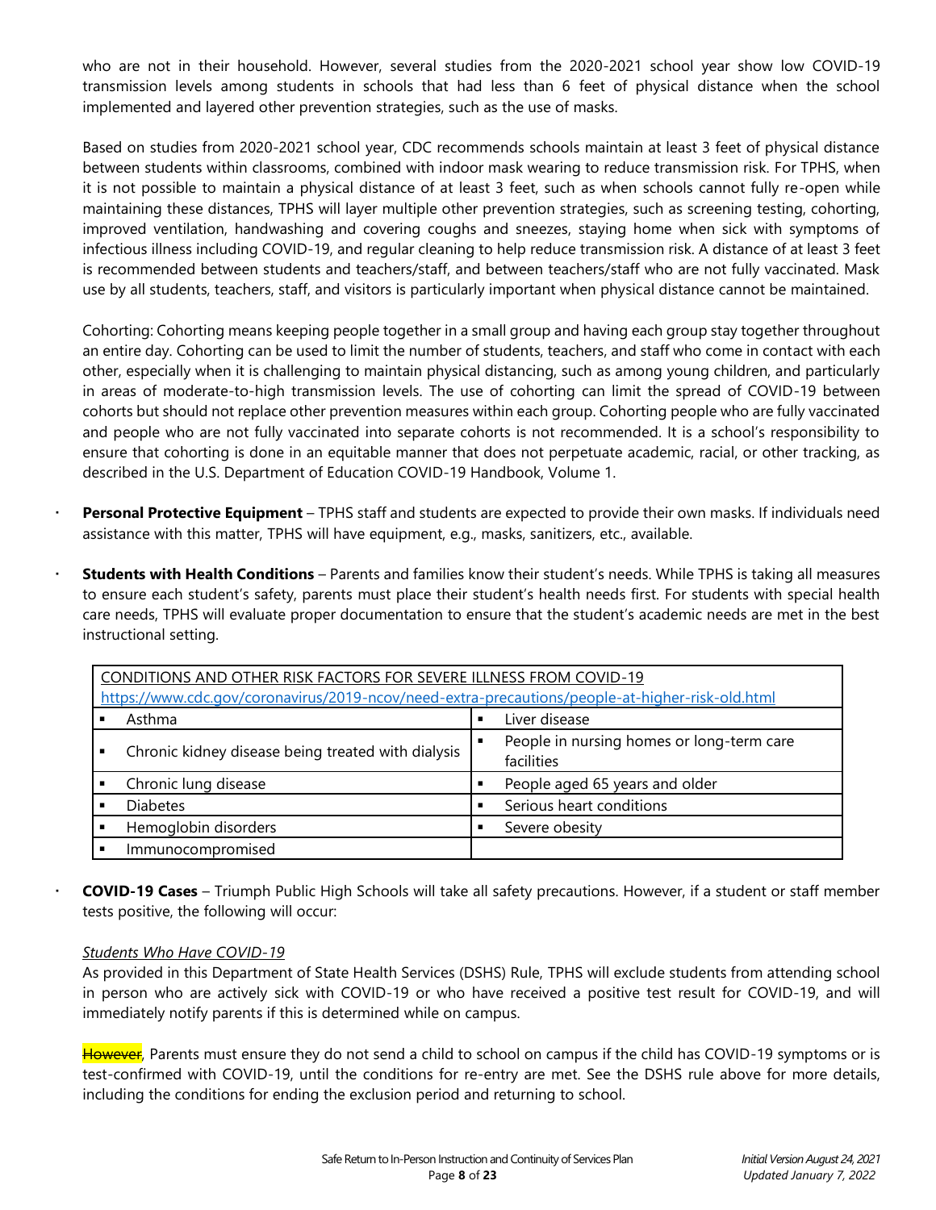who are not in their household. However, several studies from the 2020-2021 school year show low COVID-19 transmission levels among students in schools that had less than 6 feet of physical distance when the school implemented and layered other prevention strategies, such as the use of masks.

Based on studies from 2020-2021 school year, CDC recommends schools maintain at least 3 feet of physical distance between students within classrooms, combined with indoor mask wearing to reduce transmission risk. For TPHS, when it is not possible to maintain a physical distance of at least 3 feet, such as when schools cannot fully re-open while maintaining these distances, TPHS will layer multiple other prevention strategies, such as screening testing, cohorting, improved ventilation, handwashing and covering coughs and sneezes, staying home when sick with symptoms of infectious illness including COVID-19, and regular cleaning to help reduce transmission risk. A distance of at least 3 feet is recommended between students and teachers/staff, and between teachers/staff who are not fully vaccinated. Mask use by all students, teachers, staff, and visitors is particularly important when physical distance cannot be maintained.

Cohorting: Cohorting means keeping people together in a small group and having each group stay together throughout an entire day. Cohorting can be used to limit the number of students, teachers, and staff who come in contact with each other, especially when it is challenging to maintain physical distancing, such as among young children, and particularly in areas of moderate-to-high transmission levels. The use of cohorting can limit the spread of COVID-19 between cohorts but should not replace other prevention measures within each group. Cohorting people who are fully vaccinated and people who are not fully vaccinated into separate cohorts is not recommended. It is a school's responsibility to ensure that cohorting is done in an equitable manner that does not perpetuate academic, racial, or other tracking, as described in the U.S. Department of Education COVID-19 Handbook, Volume 1.

- **Personal Protective Equipment** – TPHS staff and students are expected to provide their own masks. If individuals need assistance with this matter, TPHS will have equipment, e.g., masks, sanitizers, etc., available.

- **Students with Health Conditions** – Parents and families know their student's needs. While TPHS is taking all measures to ensure each student's safety, parents must place their student's health needs first. For students with special health care needs, TPHS will evaluate proper documentation to ensure that the student's academic needs are met in the best instructional setting.

| CONDITIONS AND OTHER RISK FACTORS FOR SEVERE ILLNESS FROM COVID-19<br>https://www.cdc.gov/coronavirus/2019-ncov/need-extra-precautions/people-at-higher-risk-old.html | |
|---|---|
| ▪ Asthma | ▪ Liver disease |
| ▪ Chronic kidney disease being treated with dialysis | ▪ People in nursing homes or long-term care facilities |
| ▪ Chronic lung disease | ▪ People aged 65 years and older |
| ▪ Diabetes | ▪ Serious heart conditions |
| ▪ Hemoglobin disorders | ▪ Severe obesity |
| ▪ Immunocompromised | |

- **COVID-19 Cases** – Triumph Public High Schools will take all safety precautions. However, if a student or staff member tests positive, the following will occur:

*Students Who Have COVID-19*

As provided in this Department of State Health Services (DSHS) Rule, TPHS will exclude students from attending school in person who are actively sick with COVID-19 or who have received a positive test result for COVID-19, and will immediately notify parents if this is determined while on campus.

~~However~~, Parents must ensure they do not send a child to school on campus if the child has COVID-19 symptoms or is test-confirmed with COVID-19, until the conditions for re-entry are met. See the DSHS rule above for more details, including the conditions for ending the exclusion period and returning to school.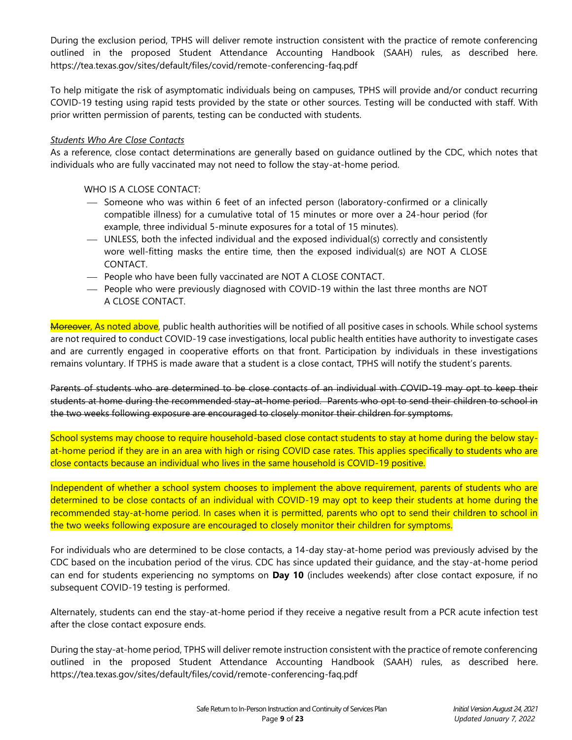During the exclusion period, TPHS will deliver remote instruction consistent with the practice of remote conferencing outlined in the proposed Student Attendance Accounting Handbook (SAAH) rules, as described here. https://tea.texas.gov/sites/default/files/covid/remote-conferencing-faq.pdf

To help mitigate the risk of asymptomatic individuals being on campuses, TPHS will provide and/or conduct recurring COVID-19 testing using rapid tests provided by the state or other sources. Testing will be conducted with staff. With prior written permission of parents, testing can be conducted with students.

*Students Who Are Close Contacts*

As a reference, close contact determinations are generally based on guidance outlined by the CDC, which notes that individuals who are fully vaccinated may not need to follow the stay-at-home period.

WHO IS A CLOSE CONTACT:

- Someone who was within 6 feet of an infected person (laboratory-confirmed or a clinically compatible illness) for a cumulative total of 15 minutes or more over a 24-hour period (for example, three individual 5-minute exposures for a total of 15 minutes).
- UNLESS, both the infected individual and the exposed individual(s) correctly and consistently wore well-fitting masks the entire time, then the exposed individual(s) are NOT A CLOSE CONTACT.
- People who have been fully vaccinated are NOT A CLOSE CONTACT.
- People who were previously diagnosed with COVID-19 within the last three months are NOT A CLOSE CONTACT.

~~Moreover~~, As noted above, public health authorities will be notified of all positive cases in schools. While school systems are not required to conduct COVID-19 case investigations, local public health entities have authority to investigate cases and are currently engaged in cooperative efforts on that front. Participation by individuals in these investigations remains voluntary. If TPHS is made aware that a student is a close contact, TPHS will notify the student's parents.

~~Parents of students who are determined to be close contacts of an individual with COVID-19 may opt to keep their students at home during the recommended stay-at-home period. Parents who opt to send their children to school in the two weeks following exposure are encouraged to closely monitor their children for symptoms.~~

School systems may choose to require household-based close contact students to stay at home during the below stay-at-home period if they are in an area with high or rising COVID case rates. This applies specifically to students who are close contacts because an individual who lives in the same household is COVID-19 positive.

Independent of whether a school system chooses to implement the above requirement, parents of students who are determined to be close contacts of an individual with COVID-19 may opt to keep their students at home during the recommended stay-at-home period. In cases when it is permitted, parents who opt to send their children to school in the two weeks following exposure are encouraged to closely monitor their children for symptoms.

For individuals who are determined to be close contacts, a 14-day stay-at-home period was previously advised by the CDC based on the incubation period of the virus. CDC has since updated their guidance, and the stay-at-home period can end for students experiencing no symptoms on **Day 10** (includes weekends) after close contact exposure, if no subsequent COVID-19 testing is performed.

Alternately, students can end the stay-at-home period if they receive a negative result from a PCR acute infection test after the close contact exposure ends.

During the stay-at-home period, TPHS will deliver remote instruction consistent with the practice of remote conferencing outlined in the proposed Student Attendance Accounting Handbook (SAAH) rules, as described here. https://tea.texas.gov/sites/default/files/covid/remote-conferencing-faq.pdf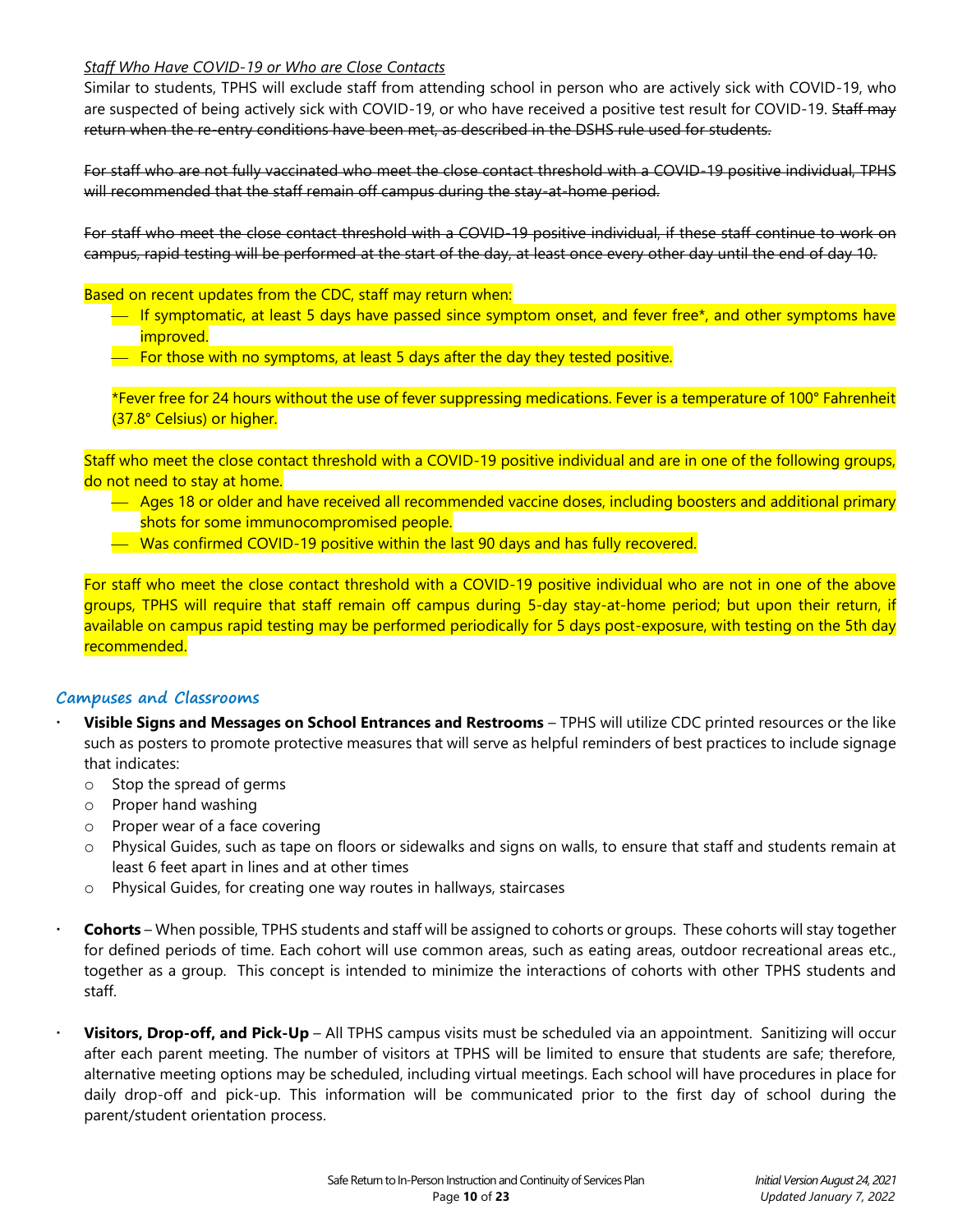*Staff Who Have COVID-19 or Who are Close Contacts*

Similar to students, TPHS will exclude staff from attending school in person who are actively sick with COVID-19, who are suspected of being actively sick with COVID-19, or who have received a positive test result for COVID-19. ~~Staff may return when the re-entry conditions have been met, as described in the DSHS rule used for students.~~

~~For staff who are not fully vaccinated who meet the close contact threshold with a COVID-19 positive individual, TPHS will recommended that the staff remain off campus during the stay-at-home period.~~

~~For staff who meet the close contact threshold with a COVID-19 positive individual, if these staff continue to work on campus, rapid testing will be performed at the start of the day, at least once every other day until the end of day 10.~~

Based on recent updates from the CDC, staff may return when:

- If symptomatic, at least 5 days have passed since symptom onset, and fever free*, and other symptoms have improved.
- For those with no symptoms, at least 5 days after the day they tested positive.

*Fever free for 24 hours without the use of fever suppressing medications. Fever is a temperature of 100° Fahrenheit (37.8° Celsius) or higher.

Staff who meet the close contact threshold with a COVID-19 positive individual and are in one of the following groups, do not need to stay at home.

- Ages 18 or older and have received all recommended vaccine doses, including boosters and additional primary shots for some immunocompromised people.
- Was confirmed COVID-19 positive within the last 90 days and has fully recovered.

For staff who meet the close contact threshold with a COVID-19 positive individual who are not in one of the above groups, TPHS will require that staff remain off campus during 5-day stay-at-home period; but upon their return, if available on campus rapid testing may be performed periodically for 5 days post-exposure, with testing on the 5th day recommended.

## Campuses and Classrooms

- **Visible Signs and Messages on School Entrances and Restrooms** – TPHS will utilize CDC printed resources or the like such as posters to promote protective measures that will serve as helpful reminders of best practices to include signage that indicates:
  - Stop the spread of germs
  - Proper hand washing
  - Proper wear of a face covering
  - Physical Guides, such as tape on floors or sidewalks and signs on walls, to ensure that staff and students remain at least 6 feet apart in lines and at other times
  - Physical Guides, for creating one way routes in hallways, staircases

- **Cohorts** – When possible, TPHS students and staff will be assigned to cohorts or groups. These cohorts will stay together for defined periods of time. Each cohort will use common areas, such as eating areas, outdoor recreational areas etc., together as a group. This concept is intended to minimize the interactions of cohorts with other TPHS students and staff.

- **Visitors, Drop-off, and Pick-Up** – All TPHS campus visits must be scheduled via an appointment. Sanitizing will occur after each parent meeting. The number of visitors at TPHS will be limited to ensure that students are safe; therefore, alternative meeting options may be scheduled, including virtual meetings. Each school will have procedures in place for daily drop-off and pick-up. This information will be communicated prior to the first day of school during the parent/student orientation process.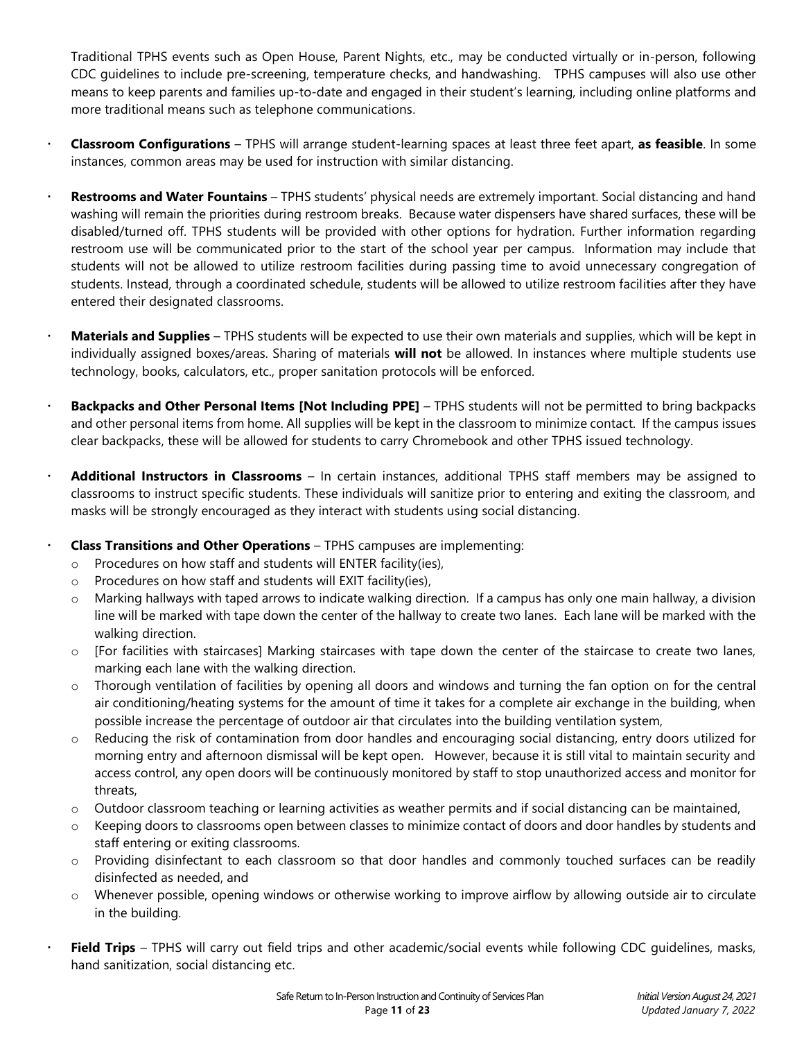Traditional TPHS events such as Open House, Parent Nights, etc., may be conducted virtually or in-person, following CDC guidelines to include pre-screening, temperature checks, and handwashing. TPHS campuses will also use other means to keep parents and families up-to-date and engaged in their student's learning, including online platforms and more traditional means such as telephone communications.

- **Classroom Configurations** – TPHS will arrange student-learning spaces at least three feet apart, **as feasible**. In some instances, common areas may be used for instruction with similar distancing.

- **Restrooms and Water Fountains** – TPHS students' physical needs are extremely important. Social distancing and hand washing will remain the priorities during restroom breaks. Because water dispensers have shared surfaces, these will be disabled/turned off. TPHS students will be provided with other options for hydration. Further information regarding restroom use will be communicated prior to the start of the school year per campus. Information may include that students will not be allowed to utilize restroom facilities during passing time to avoid unnecessary congregation of students. Instead, through a coordinated schedule, students will be allowed to utilize restroom facilities after they have entered their designated classrooms.

- **Materials and Supplies** – TPHS students will be expected to use their own materials and supplies, which will be kept in individually assigned boxes/areas. Sharing of materials **will not** be allowed. In instances where multiple students use technology, books, calculators, etc., proper sanitation protocols will be enforced.

- **Backpacks and Other Personal Items [Not Including PPE]** – TPHS students will not be permitted to bring backpacks and other personal items from home. All supplies will be kept in the classroom to minimize contact. If the campus issues clear backpacks, these will be allowed for students to carry Chromebook and other TPHS issued technology.

- **Additional Instructors in Classrooms** – In certain instances, additional TPHS staff members may be assigned to classrooms to instruct specific students. These individuals will sanitize prior to entering and exiting the classroom, and masks will be strongly encouraged as they interact with students using social distancing.

- **Class Transitions and Other Operations** – TPHS campuses are implementing:
  - Procedures on how staff and students will ENTER facility(ies),
  - Procedures on how staff and students will EXIT facility(ies),
  - Marking hallways with taped arrows to indicate walking direction. If a campus has only one main hallway, a division line will be marked with tape down the center of the hallway to create two lanes. Each lane will be marked with the walking direction.
  - [For facilities with staircases] Marking staircases with tape down the center of the staircase to create two lanes, marking each lane with the walking direction.
  - Thorough ventilation of facilities by opening all doors and windows and turning the fan option on for the central air conditioning/heating systems for the amount of time it takes for a complete air exchange in the building, when possible increase the percentage of outdoor air that circulates into the building ventilation system,
  - Reducing the risk of contamination from door handles and encouraging social distancing, entry doors utilized for morning entry and afternoon dismissal will be kept open. However, because it is still vital to maintain security and access control, any open doors will be continuously monitored by staff to stop unauthorized access and monitor for threats,
  - Outdoor classroom teaching or learning activities as weather permits and if social distancing can be maintained,
  - Keeping doors to classrooms open between classes to minimize contact of doors and door handles by students and staff entering or exiting classrooms.
  - Providing disinfectant to each classroom so that door handles and commonly touched surfaces can be readily disinfected as needed, and
  - Whenever possible, opening windows or otherwise working to improve airflow by allowing outside air to circulate in the building.

- **Field Trips** – TPHS will carry out field trips and other academic/social events while following CDC guidelines, masks, hand sanitization, social distancing etc.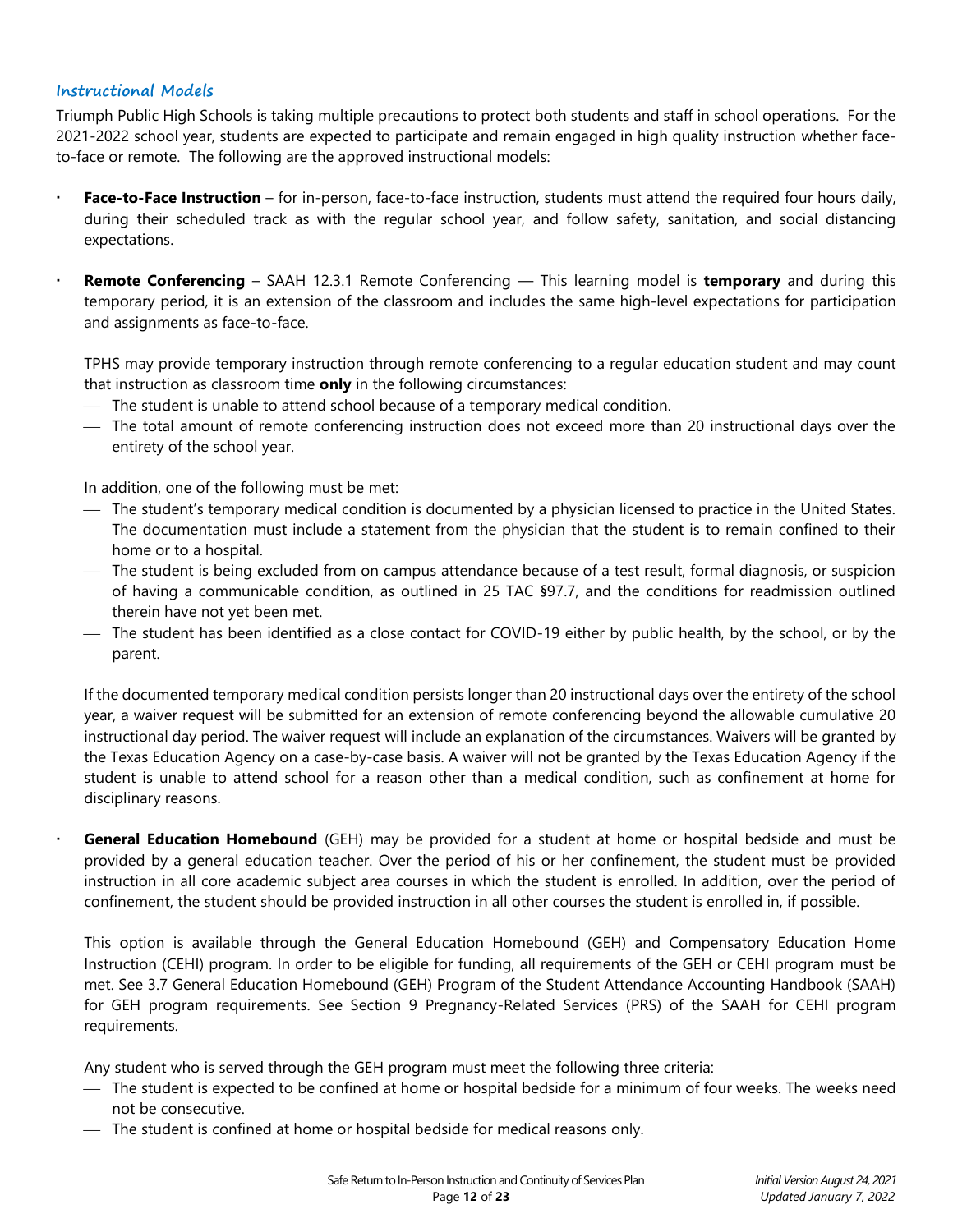### Instructional Models

Triumph Public High Schools is taking multiple precautions to protect both students and staff in school operations. For the 2021-2022 school year, students are expected to participate and remain engaged in high quality instruction whether face-to-face or remote. The following are the approved instructional models:

- **Face-to-Face Instruction** – for in-person, face-to-face instruction, students must attend the required four hours daily, during their scheduled track as with the regular school year, and follow safety, sanitation, and social distancing expectations.

- **Remote Conferencing** – SAAH 12.3.1 Remote Conferencing — This learning model is **temporary** and during this temporary period, it is an extension of the classroom and includes the same high-level expectations for participation and assignments as face-to-face.

  TPHS may provide temporary instruction through remote conferencing to a regular education student and may count that instruction as classroom time **only** in the following circumstances:
  - The student is unable to attend school because of a temporary medical condition.
  - The total amount of remote conferencing instruction does not exceed more than 20 instructional days over the entirety of the school year.

  In addition, one of the following must be met:
  - The student's temporary medical condition is documented by a physician licensed to practice in the United States. The documentation must include a statement from the physician that the student is to remain confined to their home or to a hospital.
  - The student is being excluded from on campus attendance because of a test result, formal diagnosis, or suspicion of having a communicable condition, as outlined in 25 TAC §97.7, and the conditions for readmission outlined therein have not yet been met.
  - The student has been identified as a close contact for COVID-19 either by public health, by the school, or by the parent.

  If the documented temporary medical condition persists longer than 20 instructional days over the entirety of the school year, a waiver request will be submitted for an extension of remote conferencing beyond the allowable cumulative 20 instructional day period. The waiver request will include an explanation of the circumstances. Waivers will be granted by the Texas Education Agency on a case-by-case basis. A waiver will not be granted by the Texas Education Agency if the student is unable to attend school for a reason other than a medical condition, such as confinement at home for disciplinary reasons.

- **General Education Homebound** (GEH) may be provided for a student at home or hospital bedside and must be provided by a general education teacher. Over the period of his or her confinement, the student must be provided instruction in all core academic subject area courses in which the student is enrolled. In addition, over the period of confinement, the student should be provided instruction in all other courses the student is enrolled in, if possible.

  This option is available through the General Education Homebound (GEH) and Compensatory Education Home Instruction (CEHI) program. In order to be eligible for funding, all requirements of the GEH or CEHI program must be met. See 3.7 General Education Homebound (GEH) Program of the Student Attendance Accounting Handbook (SAAH) for GEH program requirements. See Section 9 Pregnancy-Related Services (PRS) of the SAAH for CEHI program requirements.

  Any student who is served through the GEH program must meet the following three criteria:
  - The student is expected to be confined at home or hospital bedside for a minimum of four weeks. The weeks need not be consecutive.
  - The student is confined at home or hospital bedside for medical reasons only.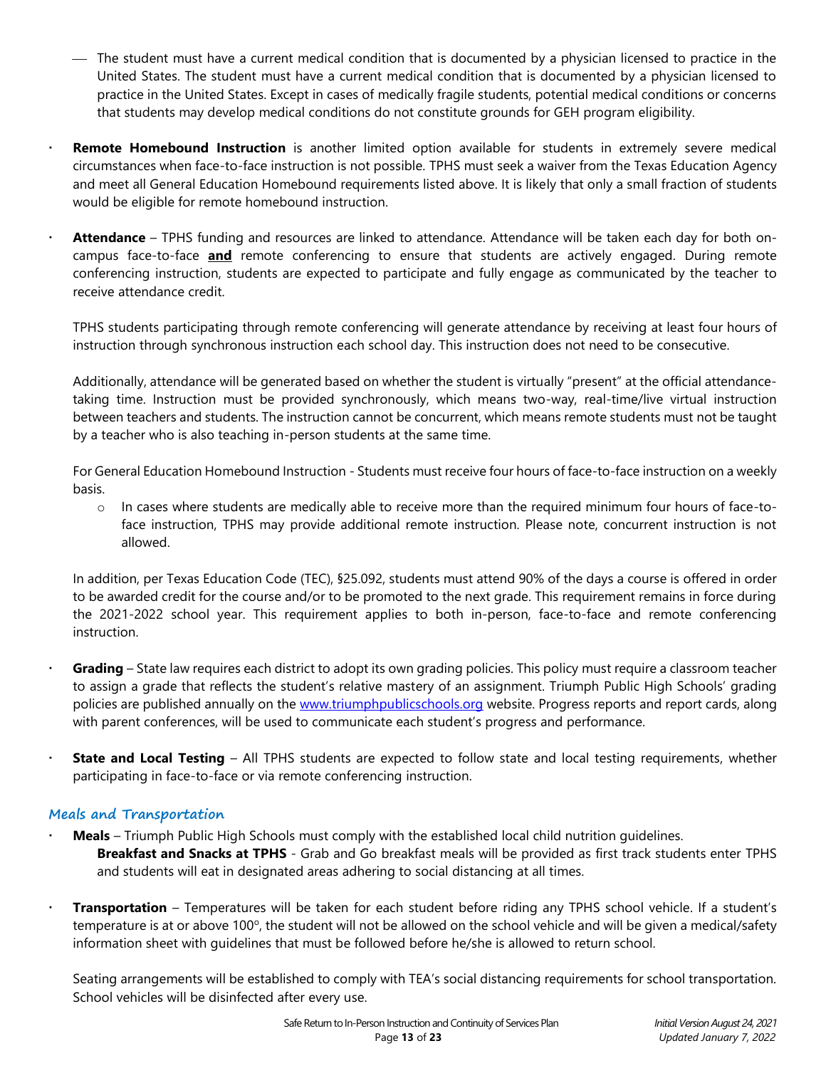- The student must have a current medical condition that is documented by a physician licensed to practice in the United States. The student must have a current medical condition that is documented by a physician licensed to practice in the United States. Except in cases of medically fragile students, potential medical conditions or concerns that students may develop medical conditions do not constitute grounds for GEH program eligibility.

- **Remote Homebound Instruction** is another limited option available for students in extremely severe medical circumstances when face-to-face instruction is not possible. TPHS must seek a waiver from the Texas Education Agency and meet all General Education Homebound requirements listed above. It is likely that only a small fraction of students would be eligible for remote homebound instruction.

- **Attendance** – TPHS funding and resources are linked to attendance. Attendance will be taken each day for both on-campus face-to-face **and** remote conferencing to ensure that students are actively engaged. During remote conferencing instruction, students are expected to participate and fully engage as communicated by the teacher to receive attendance credit.

  TPHS students participating through remote conferencing will generate attendance by receiving at least four hours of instruction through synchronous instruction each school day. This instruction does not need to be consecutive.

  Additionally, attendance will be generated based on whether the student is virtually "present" at the official attendance-taking time. Instruction must be provided synchronously, which means two-way, real-time/live virtual instruction between teachers and students. The instruction cannot be concurrent, which means remote students must not be taught by a teacher who is also teaching in-person students at the same time.

  For General Education Homebound Instruction - Students must receive four hours of face-to-face instruction on a weekly basis.

  - In cases where students are medically able to receive more than the required minimum four hours of face-to-face instruction, TPHS may provide additional remote instruction. Please note, concurrent instruction is not allowed.

  In addition, per Texas Education Code (TEC), §25.092, students must attend 90% of the days a course is offered in order to be awarded credit for the course and/or to be promoted to the next grade. This requirement remains in force during the 2021-2022 school year. This requirement applies to both in-person, face-to-face and remote conferencing instruction.

- **Grading** – State law requires each district to adopt its own grading policies. This policy must require a classroom teacher to assign a grade that reflects the student's relative mastery of an assignment. Triumph Public High Schools' grading policies are published annually on the www.triumphpublicschools.org website. Progress reports and report cards, along with parent conferences, will be used to communicate each student's progress and performance.

- **State and Local Testing** – All TPHS students are expected to follow state and local testing requirements, whether participating in face-to-face or via remote conferencing instruction.

## Meals and Transportation

- **Meals** – Triumph Public High Schools must comply with the established local child nutrition guidelines.
  **Breakfast and Snacks at TPHS** - Grab and Go breakfast meals will be provided as first track students enter TPHS and students will eat in designated areas adhering to social distancing at all times.

- **Transportation** – Temperatures will be taken for each student before riding any TPHS school vehicle. If a student's temperature is at or above 100°, the student will not be allowed on the school vehicle and will be given a medical/safety information sheet with guidelines that must be followed before he/she is allowed to return school.

  Seating arrangements will be established to comply with TEA's social distancing requirements for school transportation. School vehicles will be disinfected after every use.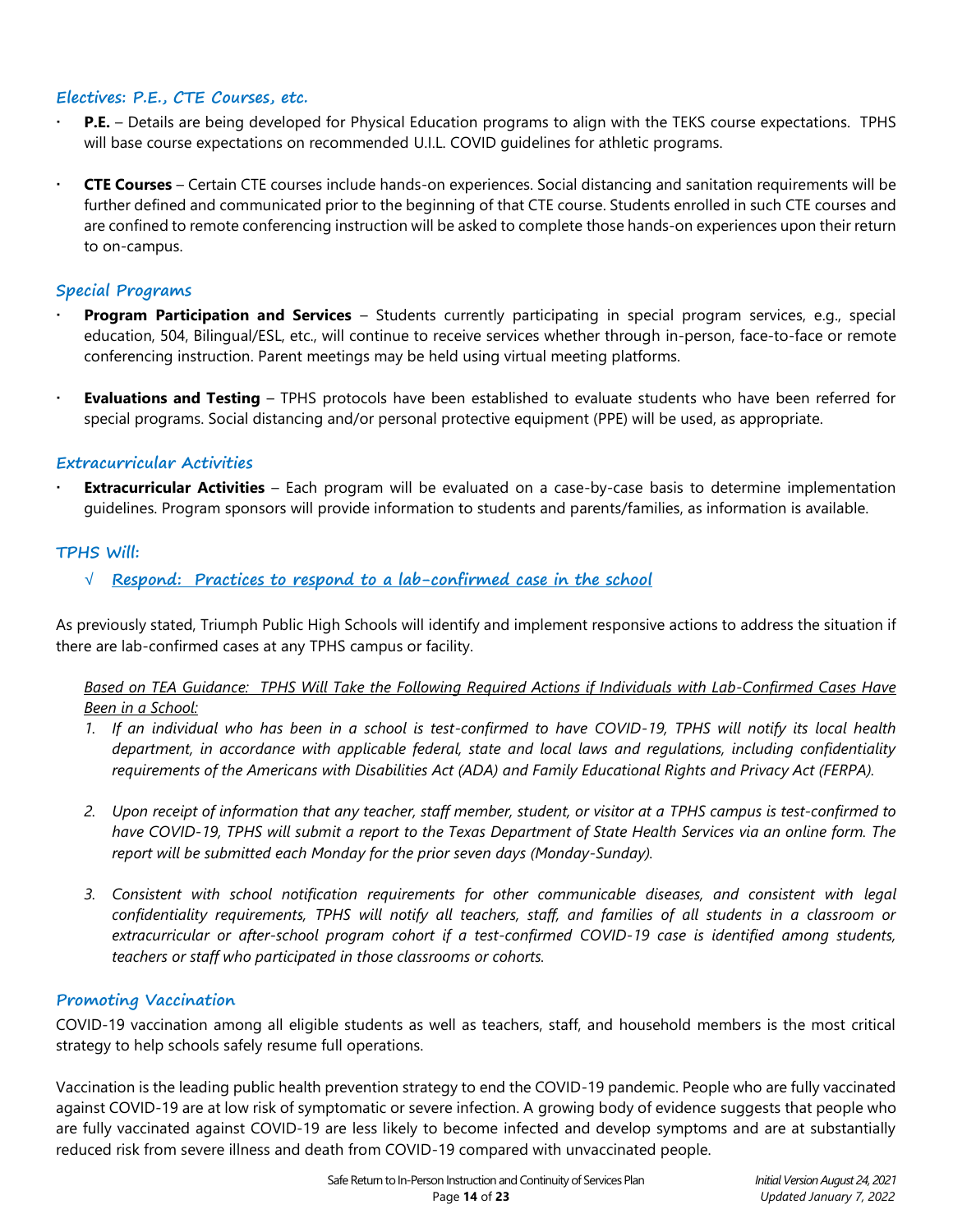### Electives: P.E., CTE Courses, etc.

- **P.E.** – Details are being developed for Physical Education programs to align with the TEKS course expectations. TPHS will base course expectations on recommended U.I.L. COVID guidelines for athletic programs.

- **CTE Courses** – Certain CTE courses include hands-on experiences. Social distancing and sanitation requirements will be further defined and communicated prior to the beginning of that CTE course. Students enrolled in such CTE courses and are confined to remote conferencing instruction will be asked to complete those hands-on experiences upon their return to on-campus.

### Special Programs

- **Program Participation and Services** – Students currently participating in special program services, e.g., special education, 504, Bilingual/ESL, etc., will continue to receive services whether through in-person, face-to-face or remote conferencing instruction. Parent meetings may be held using virtual meeting platforms.

- **Evaluations and Testing** – TPHS protocols have been established to evaluate students who have been referred for special programs. Social distancing and/or personal protective equipment (PPE) will be used, as appropriate.

### Extracurricular Activities

- **Extracurricular Activities** – Each program will be evaluated on a case-by-case basis to determine implementation guidelines. Program sponsors will provide information to students and parents/families, as information is available.

### TPHS Will:

√ **Respond: Practices to respond to a lab-confirmed case in the school**

As previously stated, Triumph Public High Schools will identify and implement responsive actions to address the situation if there are lab-confirmed cases at any TPHS campus or facility.

*Based on TEA Guidance: TPHS Will Take the Following Required Actions if Individuals with Lab-Confirmed Cases Have Been in a School:*

1. *If an individual who has been in a school is test-confirmed to have COVID-19, TPHS will notify its local health department, in accordance with applicable federal, state and local laws and regulations, including confidentiality requirements of the Americans with Disabilities Act (ADA) and Family Educational Rights and Privacy Act (FERPA).*

2. *Upon receipt of information that any teacher, staff member, student, or visitor at a TPHS campus is test-confirmed to have COVID-19, TPHS will submit a report to the Texas Department of State Health Services via an online form. The report will be submitted each Monday for the prior seven days (Monday-Sunday).*

3. *Consistent with school notification requirements for other communicable diseases, and consistent with legal confidentiality requirements, TPHS will notify all teachers, staff, and families of all students in a classroom or extracurricular or after-school program cohort if a test-confirmed COVID-19 case is identified among students, teachers or staff who participated in those classrooms or cohorts.*

### Promoting Vaccination

COVID-19 vaccination among all eligible students as well as teachers, staff, and household members is the most critical strategy to help schools safely resume full operations.

Vaccination is the leading public health prevention strategy to end the COVID-19 pandemic. People who are fully vaccinated against COVID-19 are at low risk of symptomatic or severe infection. A growing body of evidence suggests that people who are fully vaccinated against COVID-19 are less likely to become infected and develop symptoms and are at substantially reduced risk from severe illness and death from COVID-19 compared with unvaccinated people.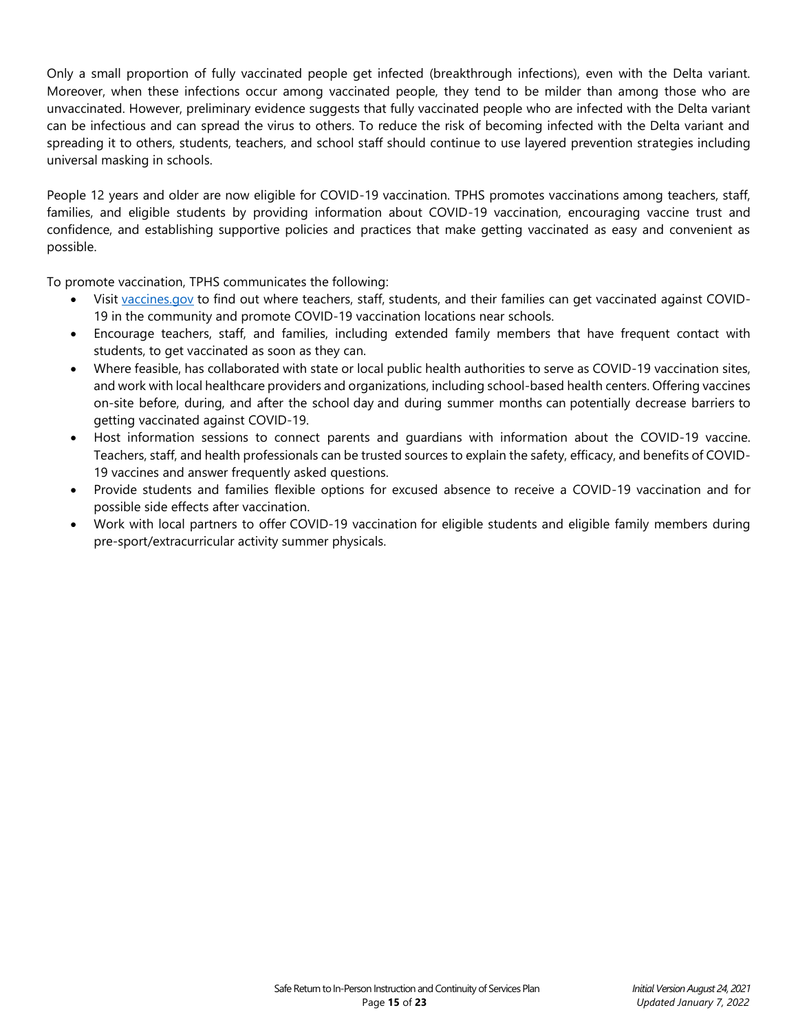Only a small proportion of fully vaccinated people get infected (breakthrough infections), even with the Delta variant. Moreover, when these infections occur among vaccinated people, they tend to be milder than among those who are unvaccinated. However, preliminary evidence suggests that fully vaccinated people who are infected with the Delta variant can be infectious and can spread the virus to others. To reduce the risk of becoming infected with the Delta variant and spreading it to others, students, teachers, and school staff should continue to use layered prevention strategies including universal masking in schools.

People 12 years and older are now eligible for COVID-19 vaccination. TPHS promotes vaccinations among teachers, staff, families, and eligible students by providing information about COVID-19 vaccination, encouraging vaccine trust and confidence, and establishing supportive policies and practices that make getting vaccinated as easy and convenient as possible.

To promote vaccination, TPHS communicates the following:

- Visit [vaccines.gov](https://www.vaccines.gov) to find out where teachers, staff, students, and their families can get vaccinated against COVID-19 in the community and promote COVID-19 vaccination locations near schools.
- Encourage teachers, staff, and families, including extended family members that have frequent contact with students, to get vaccinated as soon as they can.
- Where feasible, has collaborated with state or local public health authorities to serve as COVID-19 vaccination sites, and work with local healthcare providers and organizations, including school-based health centers. Offering vaccines on-site before, during, and after the school day and during summer months can potentially decrease barriers to getting vaccinated against COVID-19.
- Host information sessions to connect parents and guardians with information about the COVID-19 vaccine. Teachers, staff, and health professionals can be trusted sources to explain the safety, efficacy, and benefits of COVID-19 vaccines and answer frequently asked questions.
- Provide students and families flexible options for excused absence to receive a COVID-19 vaccination and for possible side effects after vaccination.
- Work with local partners to offer COVID-19 vaccination for eligible students and eligible family members during pre-sport/extracurricular activity summer physicals.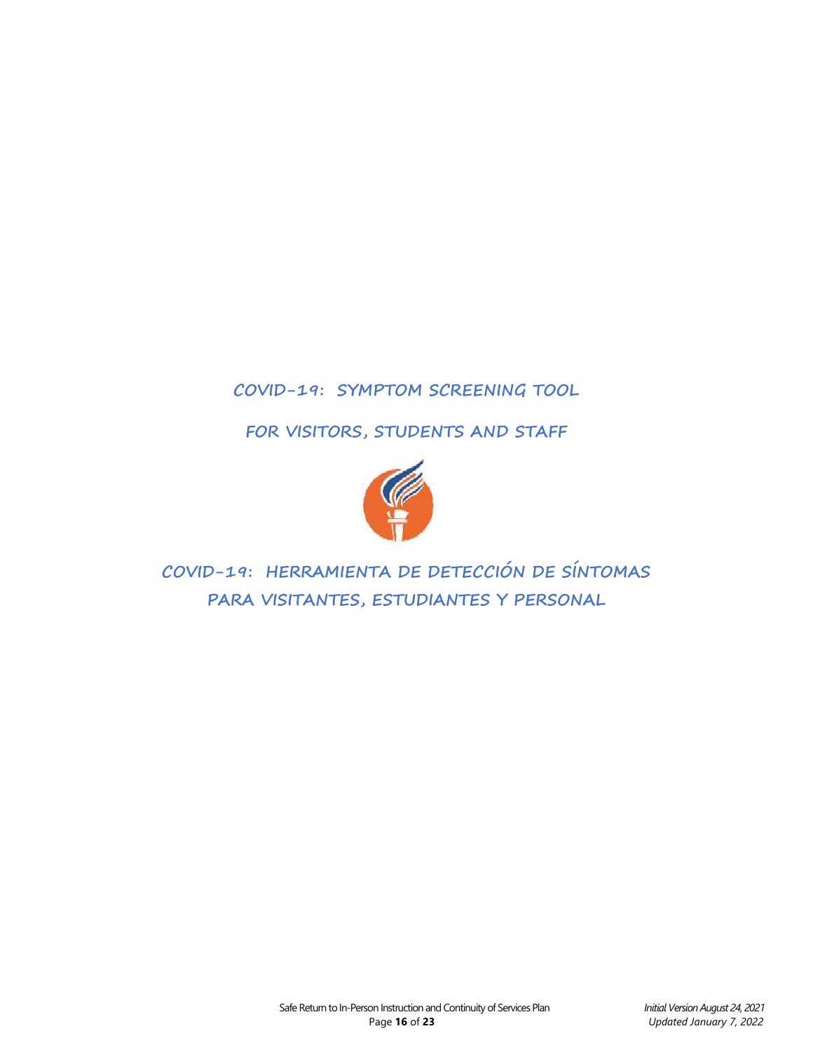# COVID-19: SYMPTOM SCREENING TOOL

# FOR VISITORS, STUDENTS AND STAFF

# COVID-19: HERRAMIENTA DE DETECCIÓN DE SÍNTOMAS PARA VISITANTES, ESTUDIANTES Y PERSONAL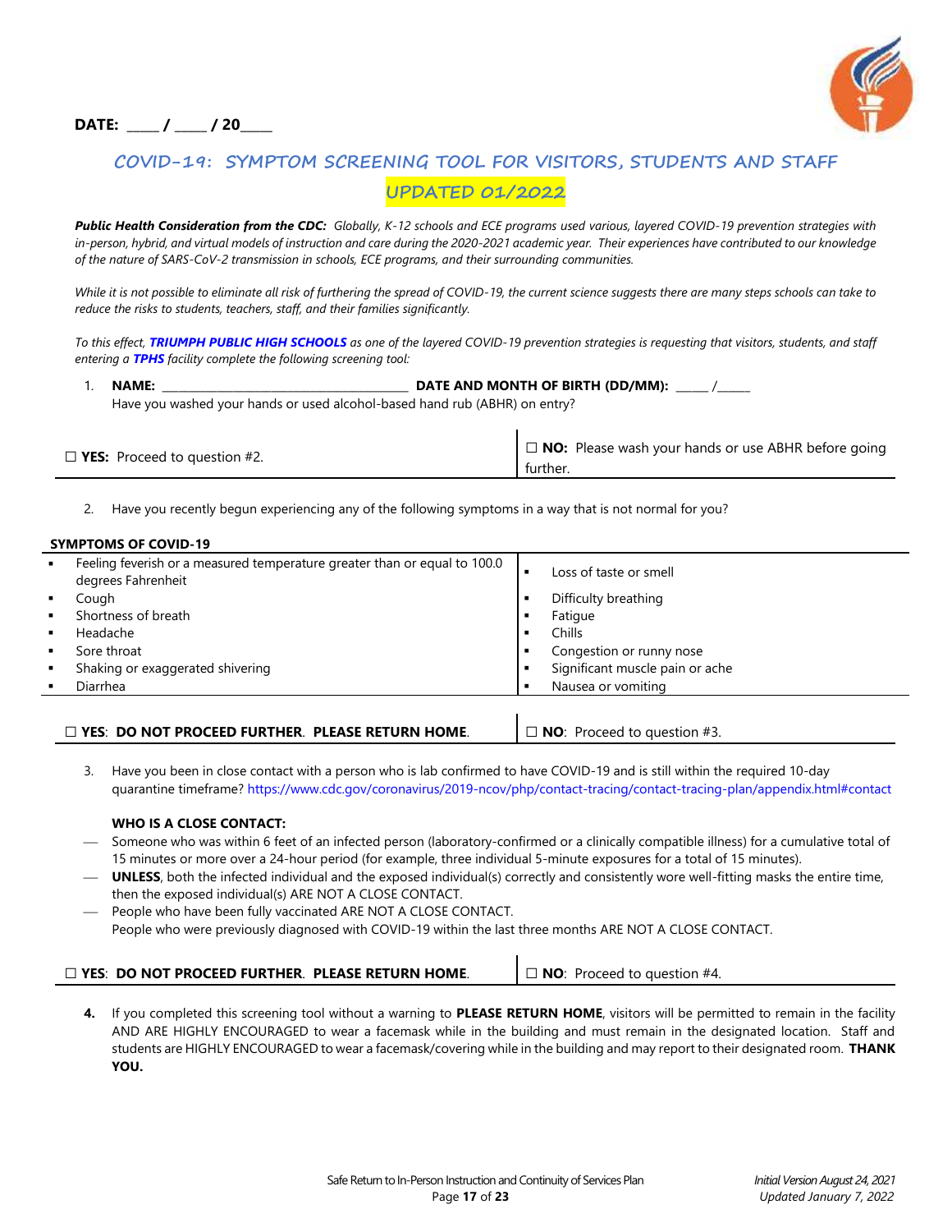**DATE: ____ / ____ / 20____**

## COVID-19: SYMPTOM SCREENING TOOL FOR VISITORS, STUDENTS AND STAFF

## UPDATED 01/2022

***Public Health Consideration from the CDC:*** *Globally, K-12 schools and ECE programs used various, layered COVID-19 prevention strategies with in-person, hybrid, and virtual models of instruction and care during the 2020-2021 academic year. Their experiences have contributed to our knowledge of the nature of SARS-CoV-2 transmission in schools, ECE programs, and their surrounding communities.*

*While it is not possible to eliminate all risk of furthering the spread of COVID-19, the current science suggests there are many steps schools can take to reduce the risks to students, teachers, staff, and their families significantly.*

*To this effect,* ***TRIUMPH PUBLIC HIGH SCHOOLS*** *as one of the layered COVID-19 prevention strategies is requesting that visitors, students, and staff entering a* ***TPHS*** *facility complete the following screening tool:*

1. **NAME:** ______________________________ **DATE AND MONTH OF BIRTH (DD/MM):** _____ /_____
   Have you washed your hands or used alcohol-based hand rub (ABHR) on entry?

| | |
|---|---|
| ☐ **YES:** Proceed to question #2. | ☐ **NO:** Please wash your hands or use ABHR before going further. |

2. Have you recently begun experiencing any of the following symptoms in a way that is not normal for you?

**SYMPTOMS OF COVID-19**

| | |
|---|---|
| ▪ Feeling feverish or a measured temperature greater than or equal to 100.0 degrees Fahrenheit | ▪ Loss of taste or smell |
| ▪ Cough | ▪ Difficulty breathing |
| ▪ Shortness of breath | ▪ Fatigue |
| ▪ Headache | ▪ Chills |
| ▪ Sore throat | ▪ Congestion or runny nose |
| ▪ Shaking or exaggerated shivering | ▪ Significant muscle pain or ache |
| ▪ Diarrhea | ▪ Nausea or vomiting |

| | |
|---|---|
| ☐ **YES**: **DO NOT PROCEED FURTHER. PLEASE RETURN HOME.** | ☐ **NO**: Proceed to question #3. |

3. Have you been in close contact with a person who is lab confirmed to have COVID-19 and is still within the required 10-day quarantine timeframe? https://www.cdc.gov/coronavirus/2019-ncov/php/contact-tracing/contact-tracing-plan/appendix.html#contact

   **WHO IS A CLOSE CONTACT:**

   - Someone who was within 6 feet of an infected person (laboratory-confirmed or a clinically compatible illness) for a cumulative total of 15 minutes or more over a 24-hour period (for example, three individual 5-minute exposures for a total of 15 minutes).
   - **UNLESS**, both the infected individual and the exposed individual(s) correctly and consistently wore well-fitting masks the entire time, then the exposed individual(s) ARE NOT A CLOSE CONTACT.
   - People who have been fully vaccinated ARE NOT A CLOSE CONTACT.
     People who were previously diagnosed with COVID-19 within the last three months ARE NOT A CLOSE CONTACT.

| | |
|---|---|
| ☐ **YES**: **DO NOT PROCEED FURTHER. PLEASE RETURN HOME.** | ☐ **NO**: Proceed to question #4. |

4. If you completed this screening tool without a warning to **PLEASE RETURN HOME**, visitors will be permitted to remain in the facility AND ARE HIGHLY ENCOURAGED to wear a facemask while in the building and must remain in the designated location. Staff and students are HIGHLY ENCOURAGED to wear a facemask/covering while in the building and may report to their designated room. **THANK YOU.**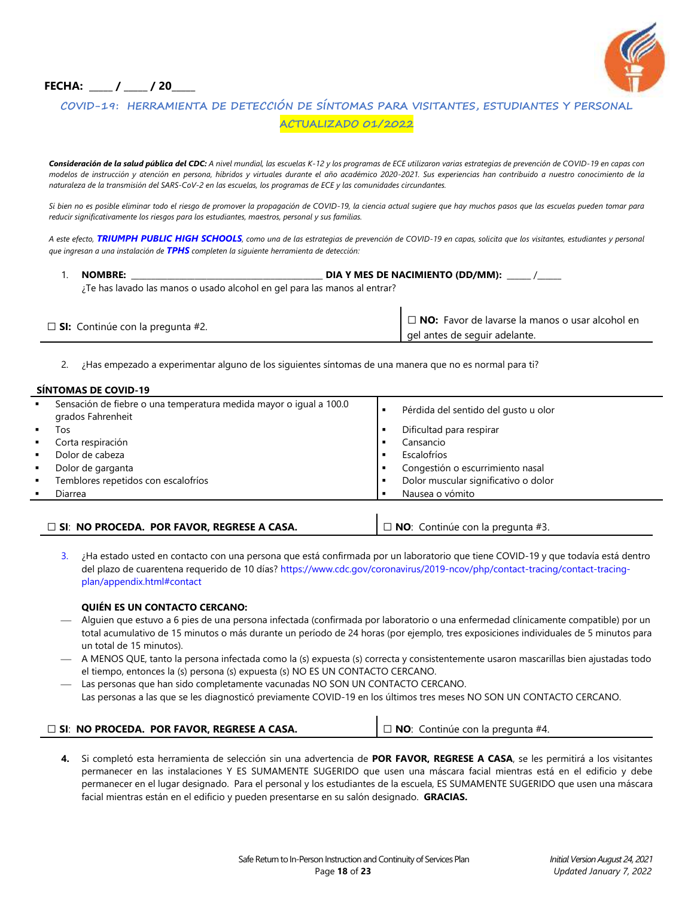**FECHA: _____ / _____ / 20_____**

## COVID-19: HERRAMIENTA DE DETECCIÓN DE SÍNTOMAS PARA VISITANTES, ESTUDIANTES Y PERSONAL

## ACTUALIZADO 01/2022

***Consideración de la salud pública del CDC:*** *A nivel mundial, las escuelas K-12 y los programas de ECE utilizaron varias estrategias de prevención de COVID-19 en capas con modelos de instrucción y atención en persona, híbridos y virtuales durante el año académico 2020-2021. Sus experiencias han contribuido a nuestro conocimiento de la naturaleza de la transmisión del SARS-CoV-2 en las escuelas, los programas de ECE y las comunidades circundantes.*

*Si bien no es posible eliminar todo el riesgo de promover la propagación de COVID-19, la ciencia actual sugiere que hay muchos pasos que las escuelas pueden tomar para reducir significativamente los riesgos para los estudiantes, maestros, personal y sus familias.*

*A este efecto,* ***TRIUMPH PUBLIC HIGH SCHOOLS****, como una de las estrategias de prevención de COVID-19 en capas, solicita que los visitantes, estudiantes y personal que ingresan a una instalación de* ***TPHS*** *completen la siguiente herramienta de detección:*

1. **NOMBRE:** ____________________________________________ **DIA Y MES DE NACIMIENTO (DD/MM):** ______ /______

   ¿Te has lavado las manos o usado alcohol en gel para las manos al entrar?

| | |
|---|---|
| ☐ **SI:** Continúe con la pregunta #2. | ☐ **NO:** Favor de lavarse la manos o usar alcohol en gel antes de seguir adelante. |

2. ¿Has empezado a experimentar alguno de los siguientes síntomas de una manera que no es normal para ti?

**SÍNTOMAS DE COVID-19**

| | |
|---|---|
| ▪ Sensación de fiebre o una temperatura medida mayor o igual a 100.0 grados Fahrenheit | ▪ Pérdida del sentido del gusto u olor |
| ▪ Tos | ▪ Dificultad para respirar |
| ▪ Corta respiración | ▪ Cansancio |
| ▪ Dolor de cabeza | ▪ Escalofríos |
| ▪ Dolor de garganta | ▪ Congestión o escurrimiento nasal |
| ▪ Temblores repetidos con escalofríos | ▪ Dolor muscular significativo o dolor |
| ▪ Diarrea | ▪ Nausea o vómito |

| | |
|---|---|
| ☐ **SI: NO PROCEDA. POR FAVOR, REGRESE A CASA.** | ☐ **NO**: Continúe con la pregunta #3. |

3. ¿Ha estado usted en contacto con una persona que está confirmada por un laboratorio que tiene COVID-19 y que todavía está dentro del plazo de cuarentena requerido de 10 días? https://www.cdc.gov/coronavirus/2019-ncov/php/contact-tracing/contact-tracing-plan/appendix.html#contact

   **QUIÉN ES UN CONTACTO CERCANO:**

- Alguien que estuvo a 6 pies de una persona infectada (confirmada por laboratorio o una enfermedad clínicamente compatible) por un total acumulativo de 15 minutos o más durante un período de 24 horas (por ejemplo, tres exposiciones individuales de 5 minutos para un total de 15 minutos).
- A MENOS QUE, tanto la persona infectada como la (s) expuesta (s) correcta y consistentemente usaron mascarillas bien ajustadas todo el tiempo, entonces la (s) persona (s) expuesta (s) NO ES UN CONTACTO CERCANO.
- Las personas que han sido completamente vacunadas NO SON UN CONTACTO CERCANO.
  Las personas a las que se les diagnosticó previamente COVID-19 en los últimos tres meses NO SON UN CONTACTO CERCANO.

| | |
|---|---|
| ☐ **SI: NO PROCEDA. POR FAVOR, REGRESE A CASA.** | ☐ **NO**: Continúe con la pregunta #4. |

4. Si completó esta herramienta de selección sin una advertencia de **POR FAVOR, REGRESE A CASA**, se les permitirá a los visitantes permanecer en las instalaciones Y ES SUMAMENTE SUGERIDO que usen una máscara facial mientras está en el edificio y debe permanecer en el lugar designado. Para el personal y los estudiantes de la escuela, ES SUMAMENTE SUGERIDO que usen una máscara facial mientras están en el edificio y pueden presentarse en su salón designado. **GRACIAS.**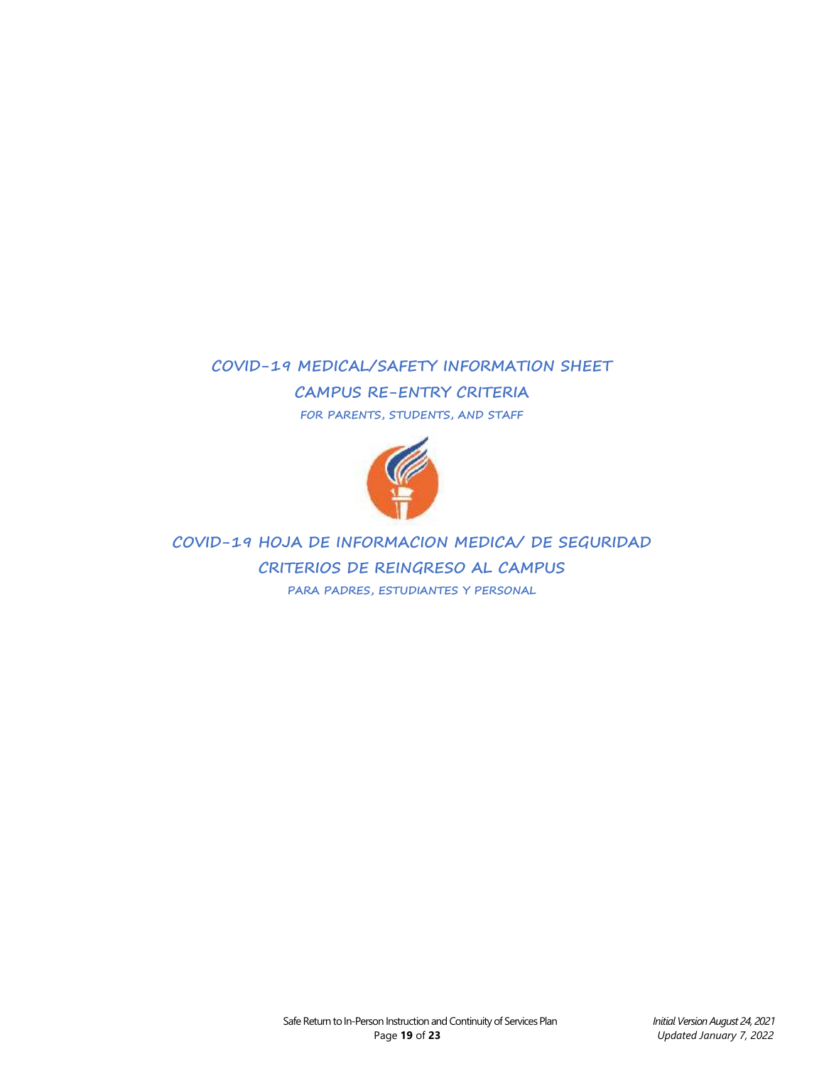# COVID-19 MEDICAL/SAFETY INFORMATION SHEET

## CAMPUS RE-ENTRY CRITERIA

### FOR PARENTS, STUDENTS, AND STAFF

# COVID-19 HOJA DE INFORMACION MEDICA/ DE SEGURIDAD

## CRITERIOS DE REINGRESO AL CAMPUS

### PARA PADRES, ESTUDIANTES Y PERSONAL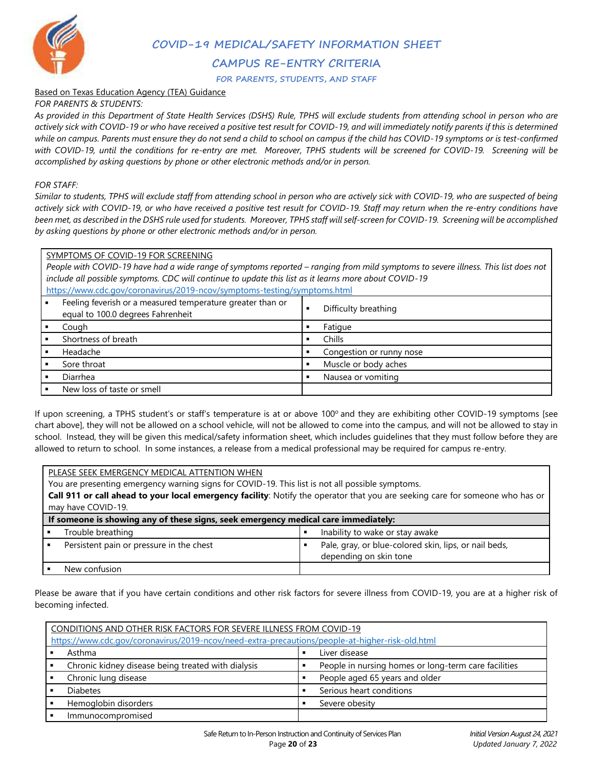# COVID-19 MEDICAL/SAFETY INFORMATION SHEET

## CAMPUS RE-ENTRY CRITERIA

### FOR PARENTS, STUDENTS, AND STAFF

Based on Texas Education Agency (TEA) Guidance

*FOR PARENTS & STUDENTS:*

*As provided in this Department of State Health Services (DSHS) Rule, TPHS will exclude students from attending school in person who are actively sick with COVID-19 or who have received a positive test result for COVID-19, and will immediately notify parents if this is determined while on campus. Parents must ensure they do not send a child to school on campus if the child has COVID-19 symptoms or is test-confirmed with COVID-19, until the conditions for re-entry are met. Moreover, TPHS students will be screened for COVID-19. Screening will be accomplished by asking questions by phone or other electronic methods and/or in person.*

*FOR STAFF:*

*Similar to students, TPHS will exclude staff from attending school in person who are actively sick with COVID-19, who are suspected of being actively sick with COVID-19, or who have received a positive test result for COVID-19. Staff may return when the re-entry conditions have been met, as described in the DSHS rule used for students. Moreover, TPHS staff will self-screen for COVID-19. Screening will be accomplished by asking questions by phone or other electronic methods and/or in person.*

SYMPTOMS OF COVID-19 FOR SCREENING

*People with COVID-19 have had a wide range of symptoms reported – ranging from mild symptoms to severe illness. This list does not include all possible symptoms. CDC will continue to update this list as it learns more about COVID-19*

https://www.cdc.gov/coronavirus/2019-ncov/symptoms-testing/symptoms.html

| | |
|---|---|
| ▪ Feeling feverish or a measured temperature greater than or equal to 100.0 degrees Fahrenheit | ▪ Difficulty breathing |
| ▪ Cough | ▪ Fatigue |
| ▪ Shortness of breath | ▪ Chills |
| ▪ Headache | ▪ Congestion or runny nose |
| ▪ Sore throat | ▪ Muscle or body aches |
| ▪ Diarrhea | ▪ Nausea or vomiting |
| ▪ New loss of taste or smell | |

If upon screening, a TPHS student's or staff's temperature is at or above 100º and they are exhibiting other COVID-19 symptoms [see chart above], they will not be allowed on a school vehicle, will not be allowed to come into the campus, and will not be allowed to stay in school. Instead, they will be given this medical/safety information sheet, which includes guidelines that they must follow before they are allowed to return to school. In some instances, a release from a medical professional may be required for campus re-entry.

PLEASE SEEK EMERGENCY MEDICAL ATTENTION WHEN

You are presenting emergency warning signs for COVID-19. This list is not all possible symptoms.

**Call 911 or call ahead to your local emergency facility**: Notify the operator that you are seeking care for someone who has or may have COVID-19.

| **If someone is showing any of these signs, seek emergency medical care immediately:** | |
|---|---|
| ▪ Trouble breathing | ▪ Inability to wake or stay awake |
| ▪ Persistent pain or pressure in the chest | ▪ Pale, gray, or blue-colored skin, lips, or nail beds, depending on skin tone |
| ▪ New confusion | |

Please be aware that if you have certain conditions and other risk factors for severe illness from COVID-19, you are at a higher risk of becoming infected.

CONDITIONS AND OTHER RISK FACTORS FOR SEVERE ILLNESS FROM COVID-19

https://www.cdc.gov/coronavirus/2019-ncov/need-extra-precautions/people-at-higher-risk-old.html

| | |
|---|---|
| ▪ Asthma | ▪ Liver disease |
| ▪ Chronic kidney disease being treated with dialysis | ▪ People in nursing homes or long-term care facilities |
| ▪ Chronic lung disease | ▪ People aged 65 years and older |
| ▪ Diabetes | ▪ Serious heart conditions |
| ▪ Hemoglobin disorders | ▪ Severe obesity |
| ▪ Immunocompromised | |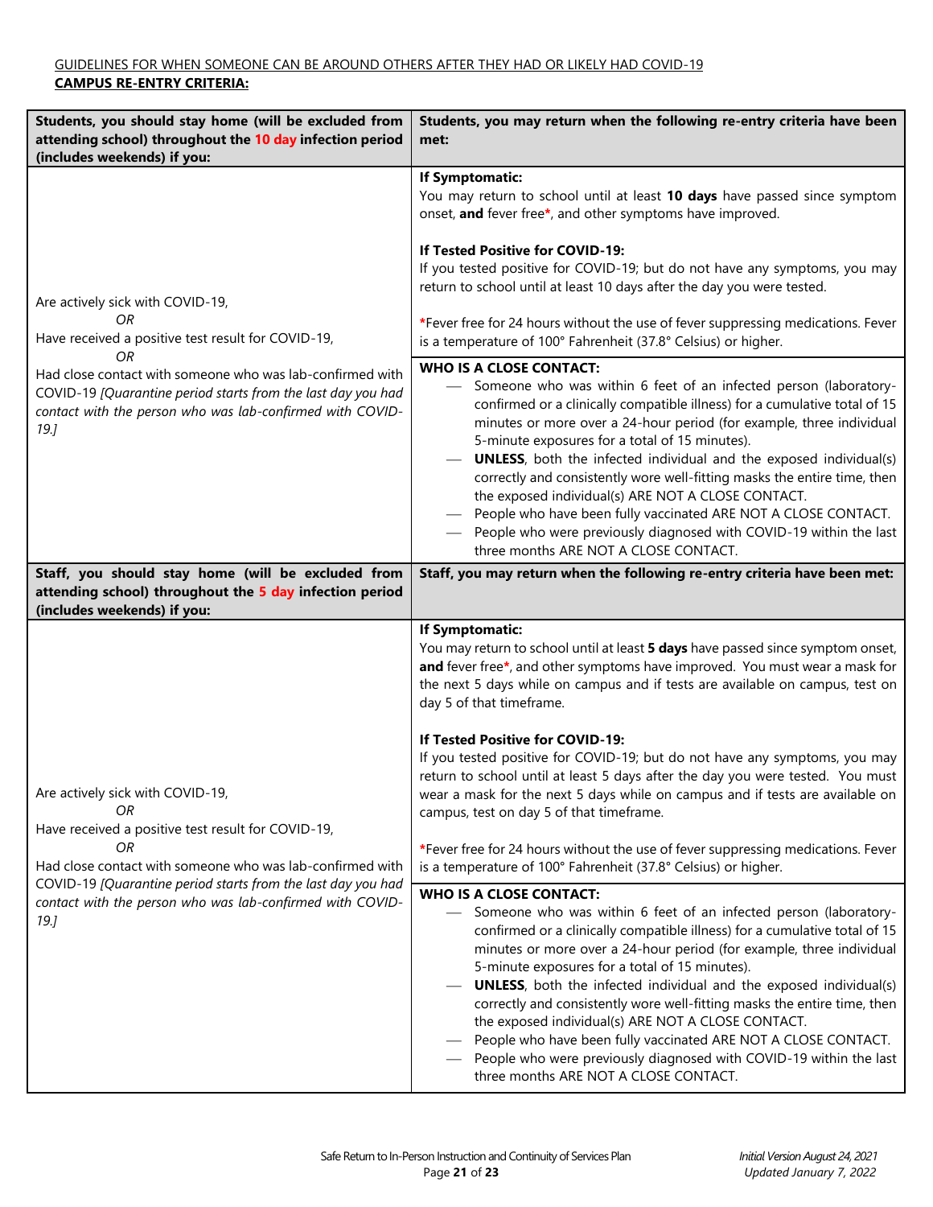GUIDELINES FOR WHEN SOMEONE CAN BE AROUND OTHERS AFTER THEY HAD OR LIKELY HAD COVID-19

**CAMPUS RE-ENTRY CRITERIA:**

| **Students, you should stay home (will be excluded from attending school) throughout the 10 day infection period (includes weekends) if you:** | **Students, you may return when the following re-entry criteria have been met:** |
|---|---|
| Are actively sick with COVID-19,<br>*OR*<br>Have received a positive test result for COVID-19,<br>*OR*<br>Had close contact with someone who was lab-confirmed with COVID-19 *[Quarantine period starts from the last day you had contact with the person who was lab-confirmed with COVID-19.]* | **If Symptomatic:**<br>You may return to school until at least **10 days** have passed since symptom onset, **and** fever free*, and other symptoms have improved.<br><br>**If Tested Positive for COVID-19:**<br>If you tested positive for COVID-19; but do not have any symptoms, you may return to school until at least 10 days after the day you were tested.<br><br>*Fever free for 24 hours without the use of fever suppressing medications. Fever is a temperature of 100° Fahrenheit (37.8° Celsius) or higher.<br><br>**WHO IS A CLOSE CONTACT:**<br>— Someone who was within 6 feet of an infected person (laboratory-confirmed or a clinically compatible illness) for a cumulative total of 15 minutes or more over a 24-hour period (for example, three individual 5-minute exposures for a total of 15 minutes).<br>— **UNLESS**, both the infected individual and the exposed individual(s) correctly and consistently wore well-fitting masks the entire time, then the exposed individual(s) ARE NOT A CLOSE CONTACT.<br>— People who have been fully vaccinated ARE NOT A CLOSE CONTACT.<br>— People who were previously diagnosed with COVID-19 within the last three months ARE NOT A CLOSE CONTACT. |
| **Staff, you should stay home (will be excluded from attending school) throughout the 5 day infection period (includes weekends) if you:** | **Staff, you may return when the following re-entry criteria have been met:** |
| Are actively sick with COVID-19,<br>*OR*<br>Have received a positive test result for COVID-19,<br>*OR*<br>Had close contact with someone who was lab-confirmed with COVID-19 *[Quarantine period starts from the last day you had contact with the person who was lab-confirmed with COVID-19.]* | **If Symptomatic:**<br>You may return to school until at least **5 days** have passed since symptom onset, **and** fever free*, and other symptoms have improved. You must wear a mask for the next 5 days while on campus and if tests are available on campus, test on day 5 of that timeframe.<br><br>**If Tested Positive for COVID-19:**<br>If you tested positive for COVID-19; but do not have any symptoms, you may return to school until at least 5 days after the day you were tested. You must wear a mask for the next 5 days while on campus and if tests are available on campus, test on day 5 of that timeframe.<br><br>*Fever free for 24 hours without the use of fever suppressing medications. Fever is a temperature of 100° Fahrenheit (37.8° Celsius) or higher.<br><br>**WHO IS A CLOSE CONTACT:**<br>— Someone who was within 6 feet of an infected person (laboratory-confirmed or a clinically compatible illness) for a cumulative total of 15 minutes or more over a 24-hour period (for example, three individual 5-minute exposures for a total of 15 minutes).<br>— **UNLESS**, both the infected individual and the exposed individual(s) correctly and consistently wore well-fitting masks the entire time, then the exposed individual(s) ARE NOT A CLOSE CONTACT.<br>— People who have been fully vaccinated ARE NOT A CLOSE CONTACT.<br>— People who were previously diagnosed with COVID-19 within the last three months ARE NOT A CLOSE CONTACT. |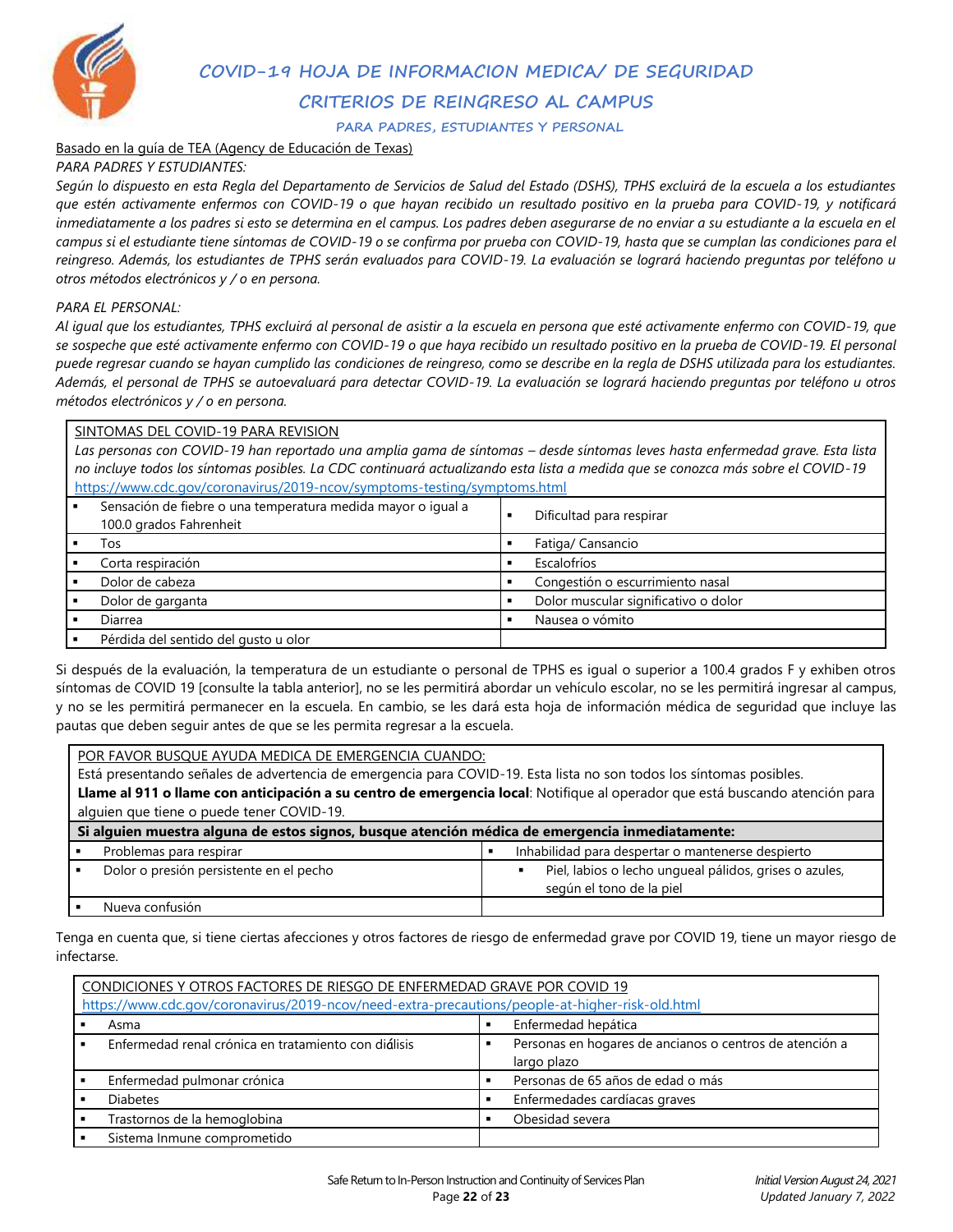# COVID-19 HOJA DE INFORMACION MEDICA/ DE SEGURIDAD

## CRITERIOS DE REINGRESO AL CAMPUS

### PARA PADRES, ESTUDIANTES Y PERSONAL

Basado en la guía de TEA (Agency de Educación de Texas)

*PARA PADRES Y ESTUDIANTES:*

*Según lo dispuesto en esta Regla del Departamento de Servicios de Salud del Estado (DSHS), TPHS excluirá de la escuela a los estudiantes que estén activamente enfermos con COVID-19 o que hayan recibido un resultado positivo en la prueba para COVID-19, y notificará inmediatamente a los padres si esto se determina en el campus. Los padres deben asegurarse de no enviar a su estudiante a la escuela en el campus si el estudiante tiene síntomas de COVID-19 o se confirma por prueba con COVID-19, hasta que se cumplan las condiciones para el reingreso. Además, los estudiantes de TPHS serán evaluados para COVID-19. La evaluación se logrará haciendo preguntas por teléfono u otros métodos electrónicos y / o en persona.*

*PARA EL PERSONAL:*

*Al igual que los estudiantes, TPHS excluirá al personal de asistir a la escuela en persona que esté activamente enfermo con COVID-19, que se sospeche que esté activamente enfermo con COVID-19 o que haya recibido un resultado positivo en la prueba de COVID-19. El personal puede regresar cuando se hayan cumplido las condiciones de reingreso, como se describe en la regla de DSHS utilizada para los estudiantes. Además, el personal de TPHS se autoevaluará para detectar COVID-19. La evaluación se logrará haciendo preguntas por teléfono u otros métodos electrónicos y / o en persona.*

| SINTOMAS DEL COVID-19 PARA REVISION<br>*Las personas con COVID-19 han reportado una amplia gama de síntomas – desde síntomas leves hasta enfermedad grave. Esta lista no incluye todos los síntomas posibles. La CDC continuará actualizando esta lista a medida que se conozca más sobre el COVID-19* https://www.cdc.gov/coronavirus/2019-ncov/symptoms-testing/symptoms.html | |
|---|---|
| ▪ Sensación de fiebre o una temperatura medida mayor o igual a 100.0 grados Fahrenheit | ▪ Dificultad para respirar |
| ▪ Tos | ▪ Fatiga/ Cansancio |
| ▪ Corta respiración | ▪ Escalofríos |
| ▪ Dolor de cabeza | ▪ Congestión o escurrimiento nasal |
| ▪ Dolor de garganta | ▪ Dolor muscular significativo o dolor |
| ▪ Diarrea | ▪ Nausea o vómito |
| ▪ Pérdida del sentido del gusto u olor | |

Si después de la evaluación, la temperatura de un estudiante o personal de TPHS es igual o superior a 100.4 grados F y exhiben otros síntomas de COVID 19 [consulte la tabla anterior], no se les permitirá abordar un vehículo escolar, no se les permitirá ingresar al campus, y no se les permitirá permanecer en la escuela. En cambio, se les dará esta hoja de información médica de seguridad que incluye las pautas que deben seguir antes de que se les permita regresar a la escuela.

| POR FAVOR BUSQUE AYUDA MEDICA DE EMERGENCIA CUANDO:<br>Está presentando señales de advertencia de emergencia para COVID-19. Esta lista no son todos los síntomas posibles.<br>**Llame al 911 o llame con anticipación a su centro de emergencia local**: Notifique al operador que está buscando atención para alguien que tiene o puede tener COVID-19. | |
|---|---|
| **Si alguien muestra alguna de estos signos, busque atención médica de emergencia inmediatamente:** | |
| ▪ Problemas para respirar | ▪ Inhabilidad para despertar o mantenerse despierto |
| ▪ Dolor o presión persistente en el pecho | ▪ Piel, labios o lecho ungueal pálidos, grises o azules, según el tono de la piel |
| ▪ Nueva confusión | |

Tenga en cuenta que, si tiene ciertas afecciones y otros factores de riesgo de enfermedad grave por COVID 19, tiene un mayor riesgo de infectarse.

| CONDICIONES Y OTROS FACTORES DE RIESGO DE ENFERMEDAD GRAVE POR COVID 19<br>https://www.cdc.gov/coronavirus/2019-ncov/need-extra-precautions/people-at-higher-risk-old.html | |
|---|---|
| ▪ Asma | ▪ Enfermedad hepática |
| ▪ Enfermedad renal crónica en tratamiento con diálisis | ▪ Personas en hogares de ancianos o centros de atención a largo plazo |
| ▪ Enfermedad pulmonar crónica | ▪ Personas de 65 años de edad o más |
| ▪ Diabetes | ▪ Enfermedades cardíacas graves |
| ▪ Trastornos de la hemoglobina | ▪ Obesidad severa |
| ▪ Sistema Inmune comprometido | |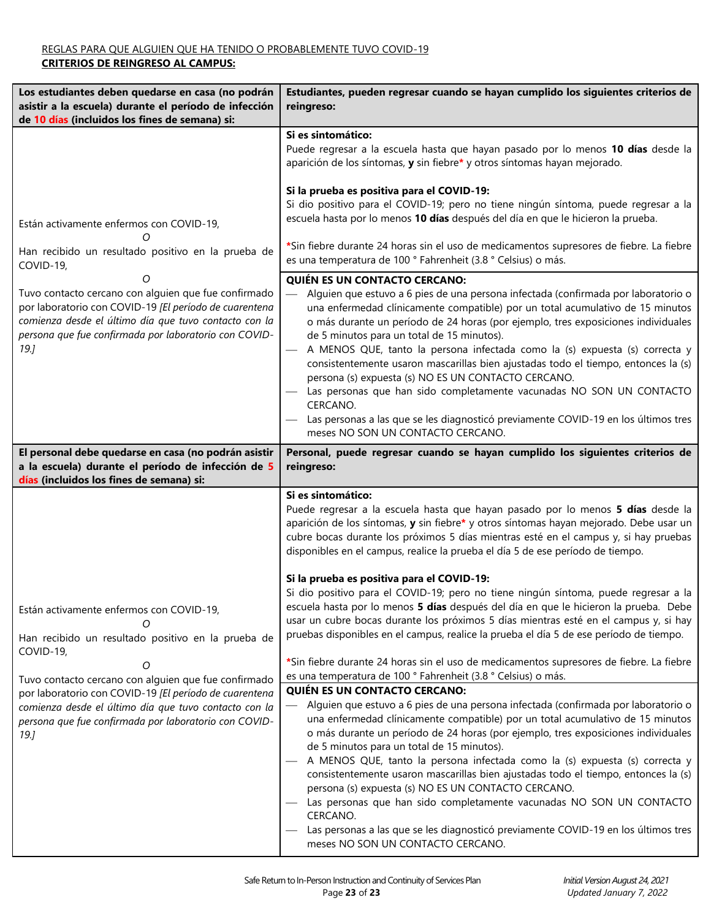REGLAS PARA QUE ALGUIEN QUE HA TENIDO O PROBABLEMENTE TUVO COVID-19

**CRITERIOS DE REINGRESO AL CAMPUS:**

| **Los estudiantes deben quedarse en casa (no podrán asistir a la escuela) durante el período de infección de 10 días (incluidos los fines de semana) si:** | **Estudiantes, pueden regresar cuando se hayan cumplido los siguientes criterios de reingreso:** |
|---|---|
| Están activamente enfermos con COVID-19,<br>O<br>Han recibido un resultado positivo en la prueba de COVID-19,<br>O<br>Tuvo contacto cercano con alguien que fue confirmado por laboratorio con COVID-19 *[El período de cuarentena comienza desde el último día que tuvo contacto con la persona que fue confirmada por laboratorio con COVID-19.]* | **Si es sintomático:**<br>Puede regresar a la escuela hasta que hayan pasado por lo menos **10 días** desde la aparición de los síntomas, **y** sin fiebre* y otros síntomas hayan mejorado.<br><br>**Si la prueba es positiva para el COVID-19:**<br>Si dio positivo para el COVID-19; pero no tiene ningún síntoma, puede regresar a la escuela hasta por lo menos **10 días** después del día en que le hicieron la prueba.<br><br>*Sin fiebre durante 24 horas sin el uso de medicamentos supresores de fiebre. La fiebre es una temperatura de 100 ° Fahrenheit (3.8 ° Celsius) o más.<br><br>**QUIÉN ES UN CONTACTO CERCANO:**<br>— Alguien que estuvo a 6 pies de una persona infectada (confirmada por laboratorio o una enfermedad clínicamente compatible) por un total acumulativo de 15 minutos o más durante un período de 24 horas (por ejemplo, tres exposiciones individuales de 5 minutos para un total de 15 minutos).<br>— A MENOS QUE, tanto la persona infectada como la (s) expuesta (s) correcta y consistentemente usaron mascarillas bien ajustadas todo el tiempo, entonces la (s) persona (s) expuesta (s) NO ES UN CONTACTO CERCANO.<br>— Las personas que han sido completamente vacunadas NO SON UN CONTACTO CERCANO.<br>— Las personas a las que se les diagnosticó previamente COVID-19 en los últimos tres meses NO SON UN CONTACTO CERCANO. |
| **El personal debe quedarse en casa (no podrán asistir a la escuela) durante el período de infección de 5 días (incluidos los fines de semana) si:** | **Personal, puede regresar cuando se hayan cumplido los siguientes criterios de reingreso:** |
| Están activamente enfermos con COVID-19,<br>O<br>Han recibido un resultado positivo en la prueba de COVID-19,<br>O<br>Tuvo contacto cercano con alguien que fue confirmado por laboratorio con COVID-19 *[El período de cuarentena comienza desde el último día que tuvo contacto con la persona que fue confirmada por laboratorio con COVID-19.]* | **Si es sintomático:**<br>Puede regresar a la escuela hasta que hayan pasado por lo menos **5 días** desde la aparición de los síntomas, **y** sin fiebre* y otros síntomas hayan mejorado. Debe usar un cubre bocas durante los próximos 5 días mientras esté en el campus y, si hay pruebas disponibles en el campus, realice la prueba el día 5 de ese período de tiempo.<br><br>**Si la prueba es positiva para el COVID-19:**<br>Si dio positivo para el COVID-19; pero no tiene ningún síntoma, puede regresar a la escuela hasta por lo menos **5 días** después del día en que le hicieron la prueba. Debe usar un cubre bocas durante los próximos 5 días mientras esté en el campus y, si hay pruebas disponibles en el campus, realice la prueba el día 5 de ese período de tiempo.<br><br>*Sin fiebre durante 24 horas sin el uso de medicamentos supresores de fiebre. La fiebre es una temperatura de 100 ° Fahrenheit (3.8 ° Celsius) o más.<br><br>**QUIÉN ES UN CONTACTO CERCANO:**<br>— Alguien que estuvo a 6 pies de una persona infectada (confirmada por laboratorio o una enfermedad clínicamente compatible) por un total acumulativo de 15 minutos o más durante un período de 24 horas (por ejemplo, tres exposiciones individuales de 5 minutos para un total de 15 minutos).<br>— A MENOS QUE, tanto la persona infectada como la (s) expuesta (s) correcta y consistentemente usaron mascarillas bien ajustadas todo el tiempo, entonces la (s) persona (s) expuesta (s) NO ES UN CONTACTO CERCANO.<br>— Las personas que han sido completamente vacunadas NO SON UN CONTACTO CERCANO.<br>— Las personas a las que se les diagnosticó previamente COVID-19 en los últimos tres meses NO SON UN CONTACTO CERCANO. |